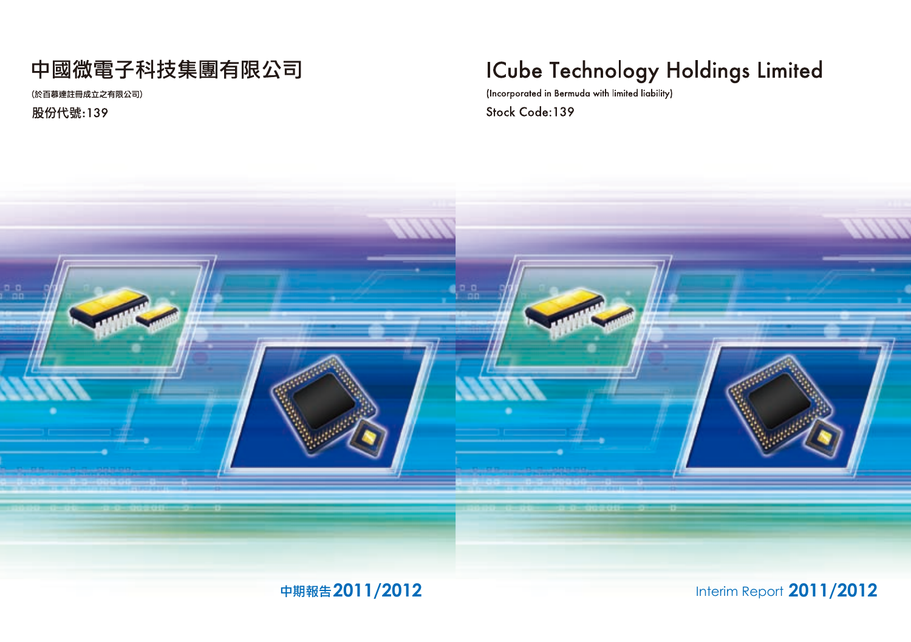# 中國微電子科技集團有限公司

(於百慕達註冊成立之有限公司)

股份代號:139

# ICube Technology Holdings Limited

(Incorporated in Bermuda with limited liability)

Stock Code:139

中期報告 2011/2012

Interim Report 2011/2012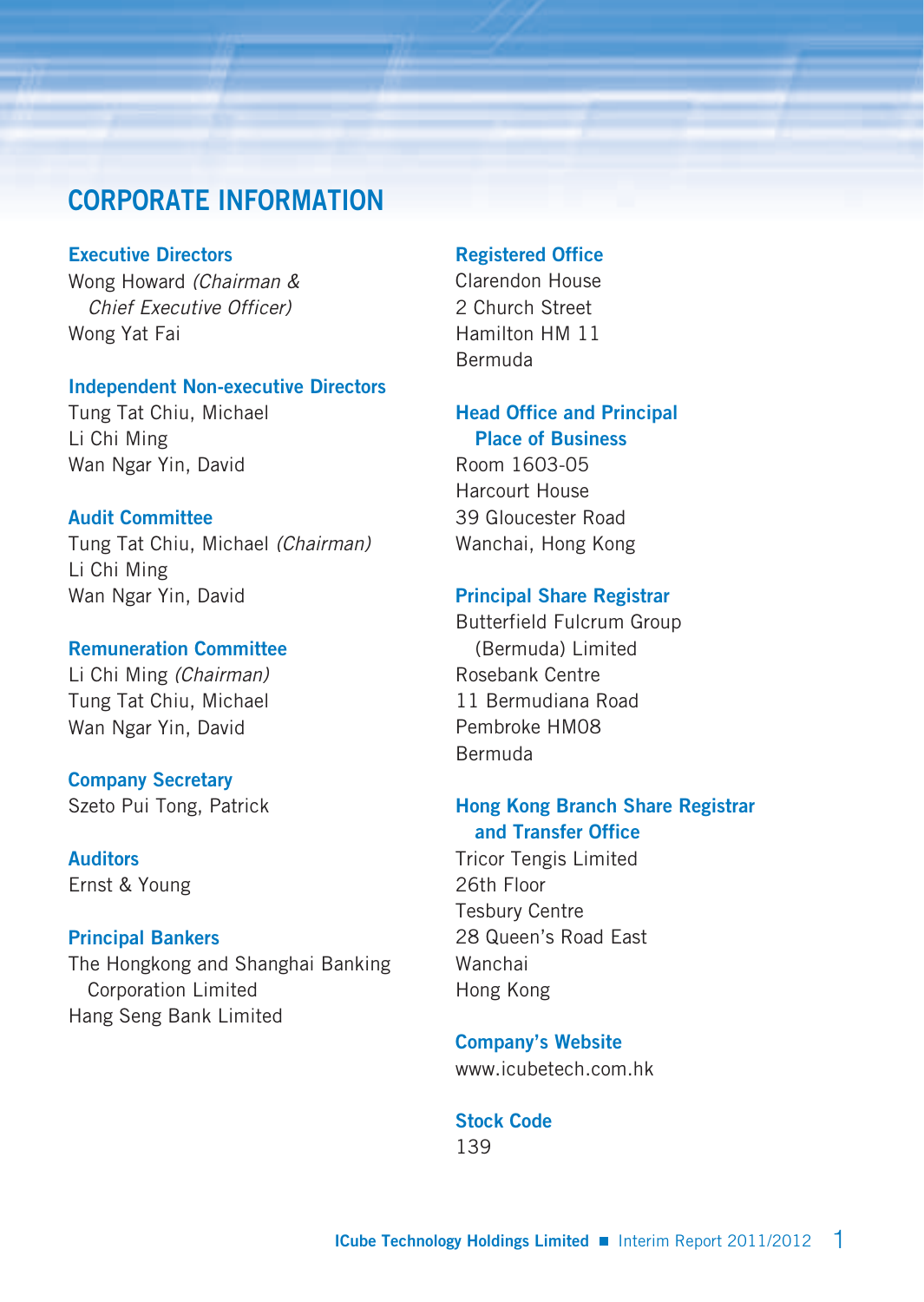# CORPORATE INFORMATION

## Executive Directors

Wong Howard *(Chairman & Chief Executive Officer)*
Wong Yat Fai

## Independent Non-executive Directors

Tung Tat Chiu, Michael
Li Chi Ming
Wan Ngar Yin, David

## Audit Committee

Tung Tat Chiu, Michael *(Chairman)*
Li Chi Ming
Wan Ngar Yin, David

## Remuneration Committee

Li Chi Ming *(Chairman)*
Tung Tat Chiu, Michael
Wan Ngar Yin, David

## Company Secretary

Szeto Pui Tong, Patrick

## Auditors

Ernst & Young

## Principal Bankers

The Hongkong and Shanghai Banking Corporation Limited
Hang Seng Bank Limited

## Registered Office

Clarendon House
2 Church Street
Hamilton HM 11
Bermuda

## Head Office and Principal Place of Business

Room 1603-05
Harcourt House
39 Gloucester Road
Wanchai, Hong Kong

## Principal Share Registrar

Butterfield Fulcrum Group (Bermuda) Limited
Rosebank Centre
11 Bermudiana Road
Pembroke HM08
Bermuda

## Hong Kong Branch Share Registrar and Transfer Office

Tricor Tengis Limited
26th Floor
Tesbury Centre
28 Queen's Road East
Wanchai
Hong Kong

## Company's Website

www.icubetech.com.hk

## Stock Code

139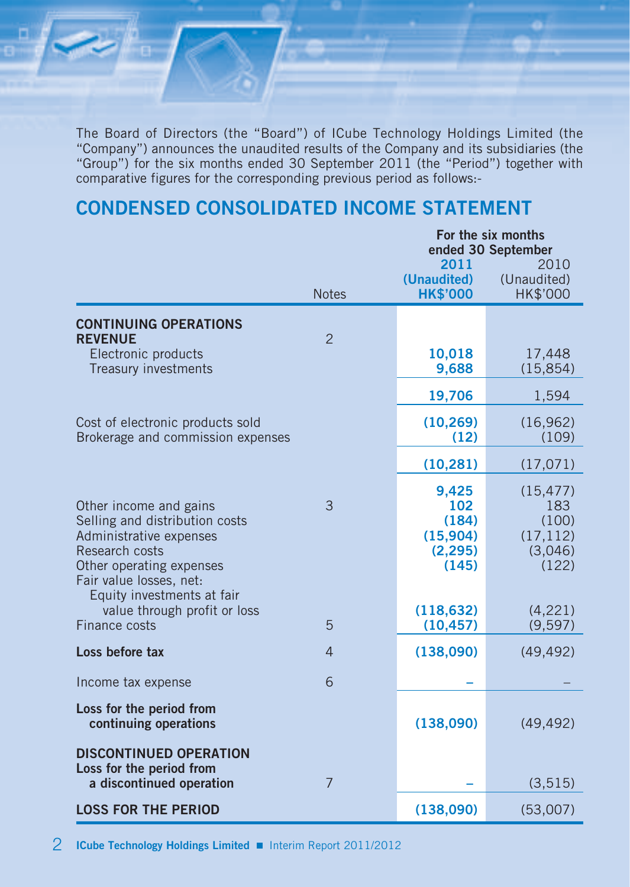The Board of Directors (the "Board") of ICube Technology Holdings Limited (the "Company") announces the unaudited results of the Company and its subsidiaries (the "Group") for the six months ended 30 September 2011 (the "Period") together with comparative figures for the corresponding previous period as follows:-

# CONDENSED CONSOLIDATED INCOME STATEMENT

| | Notes | For the six months ended 30 September 2011 (Unaudited) HK$'000 | 2010 (Unaudited) HK$'000 |
|---|---|---|---|
| **CONTINUING OPERATIONS** | | | |
| **REVENUE** | 2 | | |
| Electronic products | | 10,018 | 17,448 |
| Treasury investments | | 9,688 | (15,854) |
| | | 19,706 | 1,594 |
| Cost of electronic products sold | | (10,269) | (16,962) |
| Brokerage and commission expenses | | (12) | (109) |
| | | (10,281) | (17,071) |
| | | 9,425 | (15,477) |
| Other income and gains | 3 | 102 | 183 |
| Selling and distribution costs | | (184) | (100) |
| Administrative expenses | | (15,904) | (17,112) |
| Research costs | | (2,295) | (3,046) |
| Other operating expenses | | (145) | (122) |
| Fair value losses, net: | | | |
| Equity investments at fair value through profit or loss | | (118,632) | (4,221) |
| Finance costs | 5 | (10,457) | (9,597) |
| **Loss before tax** | 4 | (138,090) | (49,492) |
| Income tax expense | 6 | – | – |
| **Loss for the period from continuing operations** | | (138,090) | (49,492) |
| **DISCONTINUED OPERATION** | | | |
| **Loss for the period from a discontinued operation** | 7 | – | (3,515) |
| **LOSS FOR THE PERIOD** | | (138,090) | (53,007) |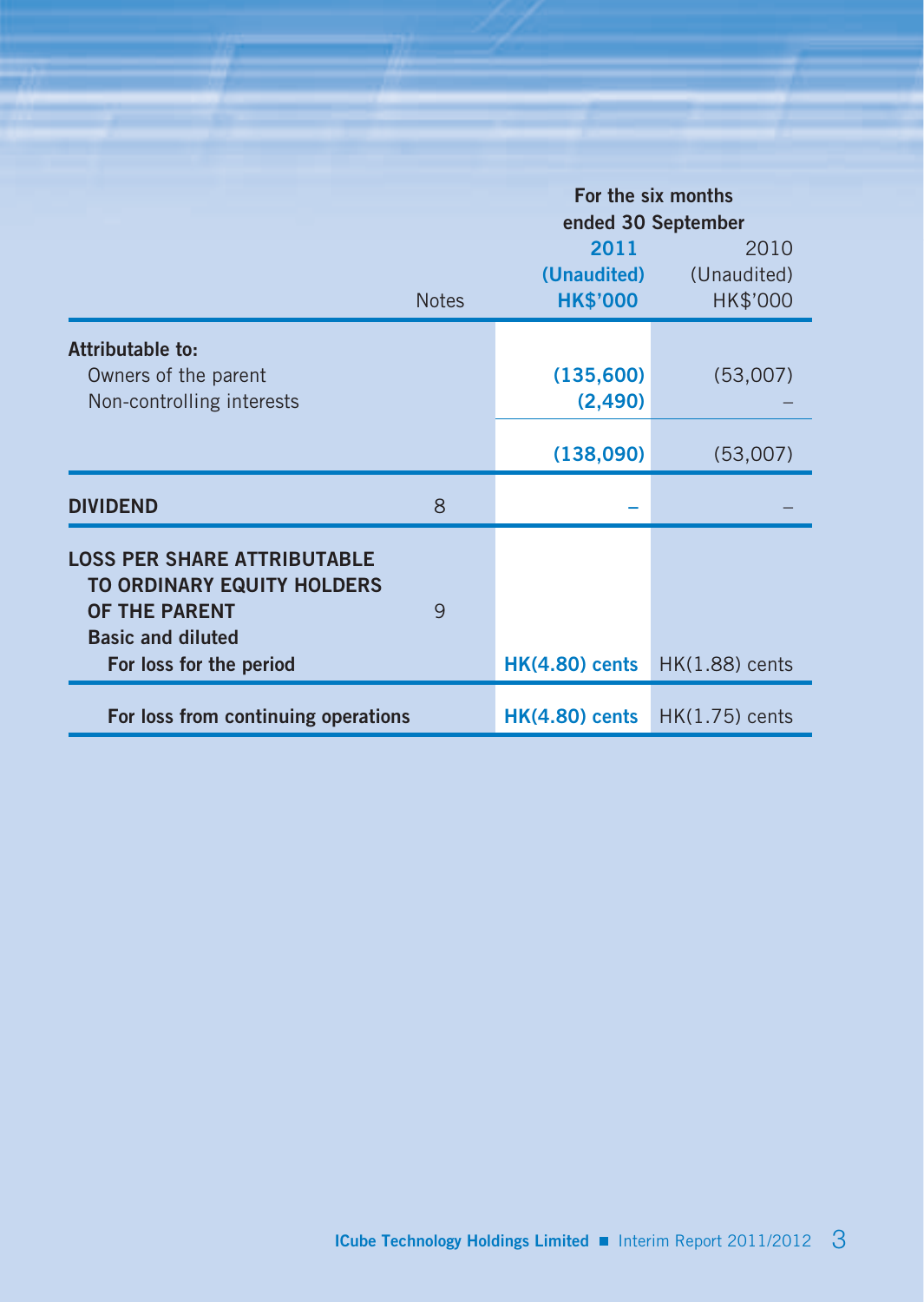| | Notes | For the six months ended 30 September 2011 (Unaudited) HK$'000 | 2010 (Unaudited) HK$'000 |
|---|---|---|---|
| **Attributable to:** | | | |
| Owners of the parent | | **(135,600)** | (53,007) |
| Non-controlling interests | | **(2,490)** | – |
| | | **(138,090)** | (53,007) |
| **DIVIDEND** | 8 | **–** | – |
| **LOSS PER SHARE ATTRIBUTABLE TO ORDINARY EQUITY HOLDERS OF THE PARENT** | 9 | | |
| **Basic and diluted** | | | |
| **For loss for the period** | | **HK(4.80) cents** | HK(1.88) cents |
| **For loss from continuing operations** | | **HK(4.80) cents** | HK(1.75) cents |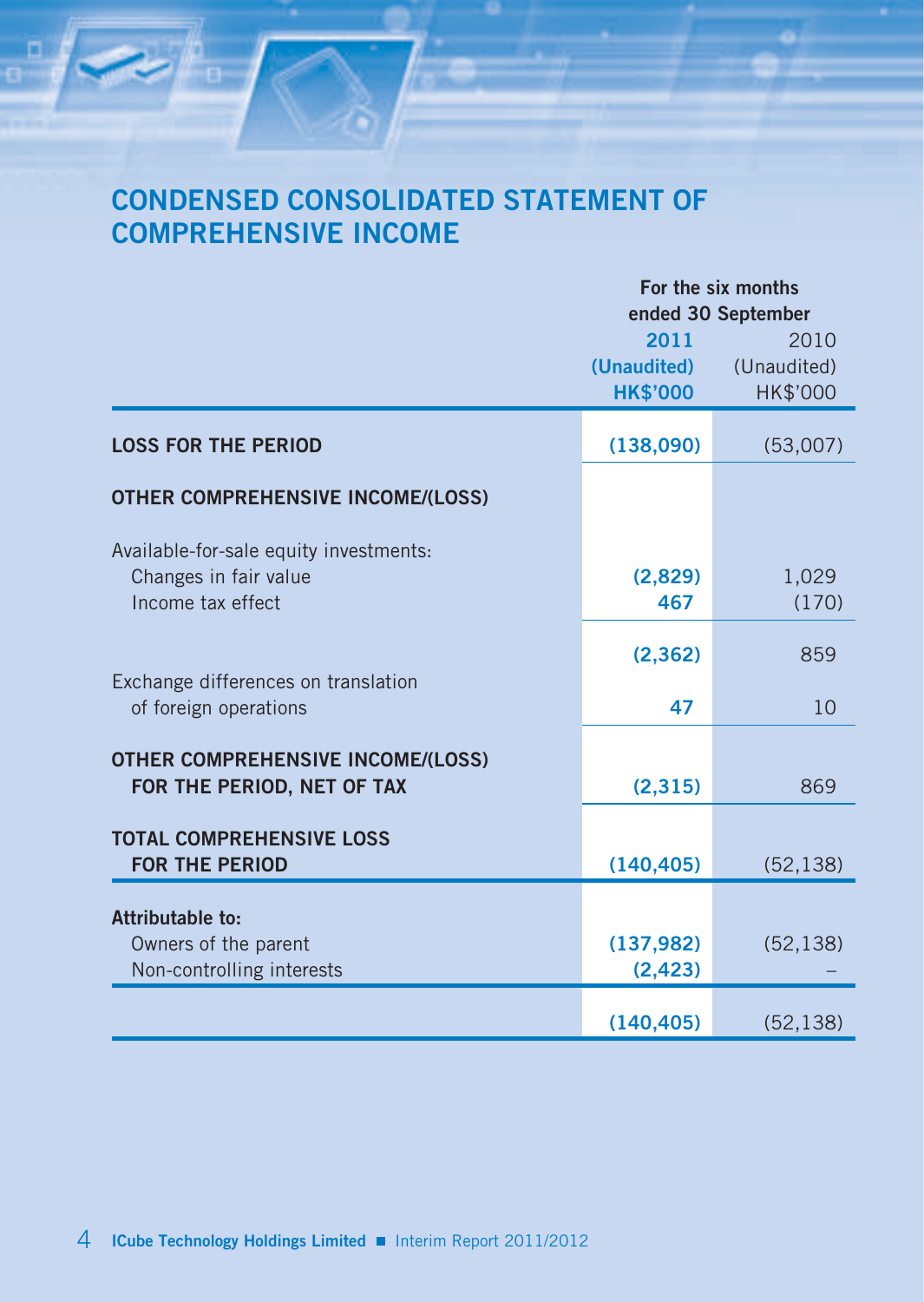# CONDENSED CONSOLIDATED STATEMENT OF COMPREHENSIVE INCOME

| | For the six months ended 30 September | |
|---|---|---|
| | **2011** | 2010 |
| | **(Unaudited)** | (Unaudited) |
| | **HK$'000** | HK$'000 |
| **LOSS FOR THE PERIOD** | **(138,090)** | (53,007) |
| **OTHER COMPREHENSIVE INCOME/(LOSS)** | | |
| Available-for-sale equity investments: | | |
| Changes in fair value | **(2,829)** | 1,029 |
| Income tax effect | **467** | (170) |
| | **(2,362)** | 859 |
| Exchange differences on translation of foreign operations | **47** | 10 |
| **OTHER COMPREHENSIVE INCOME/(LOSS) FOR THE PERIOD, NET OF TAX** | **(2,315)** | 869 |
| **TOTAL COMPREHENSIVE LOSS FOR THE PERIOD** | **(140,405)** | (52,138) |
| **Attributable to:** | | |
| Owners of the parent | **(137,982)** | (52,138) |
| Non-controlling interests | **(2,423)** | – |
| | **(140,405)** | (52,138) |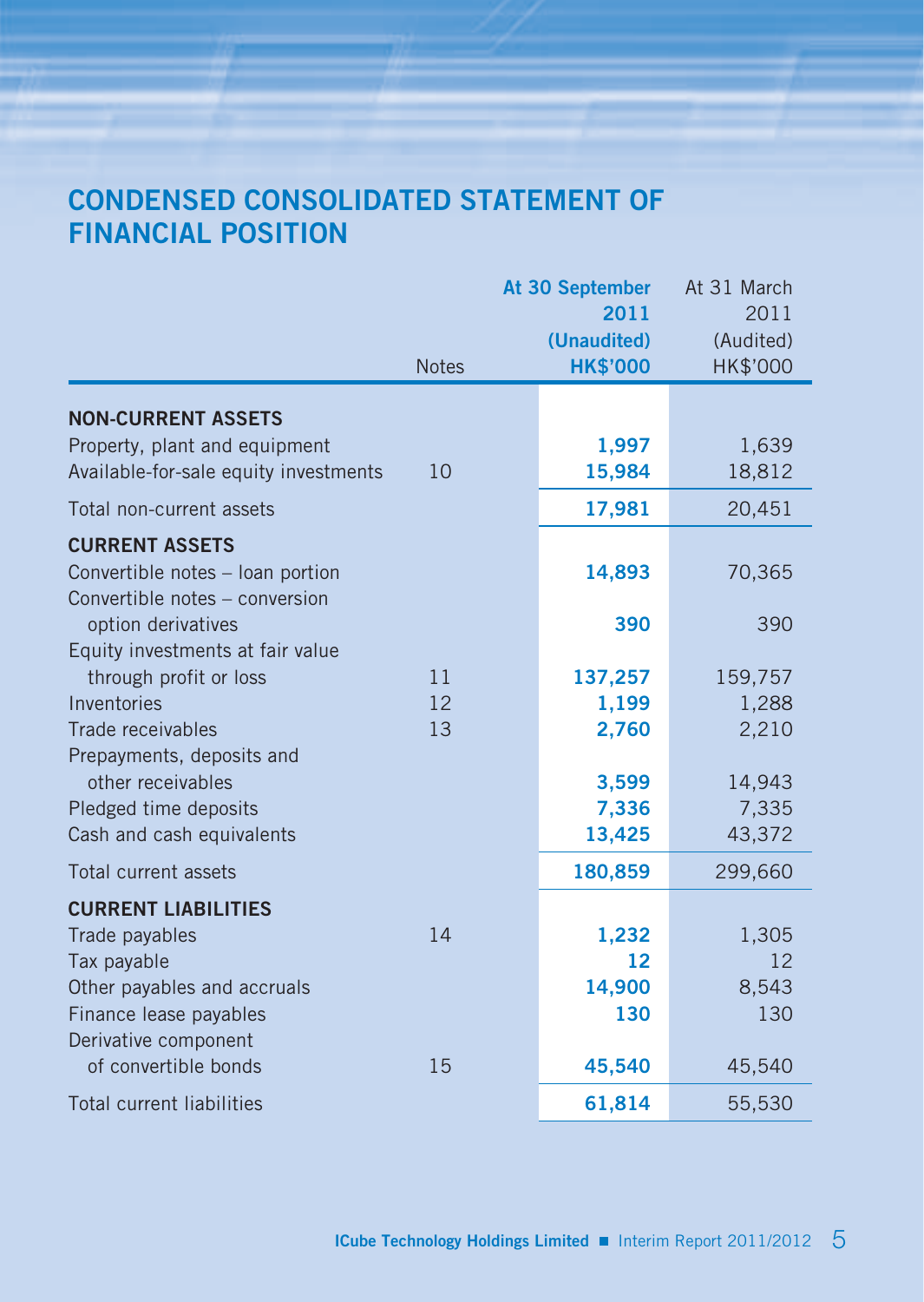# CONDENSED CONSOLIDATED STATEMENT OF FINANCIAL POSITION

| | Notes | At 30 September 2011 (Unaudited) HK$'000 | At 31 March 2011 (Audited) HK$'000 |
|---|---|---|---|
| **NON-CURRENT ASSETS** | | | |
| Property, plant and equipment | | **1,997** | 1,639 |
| Available-for-sale equity investments | 10 | **15,984** | 18,812 |
| Total non-current assets | | **17,981** | 20,451 |
| **CURRENT ASSETS** | | | |
| Convertible notes – loan portion | | **14,893** | 70,365 |
| Convertible notes – conversion option derivatives | | **390** | 390 |
| Equity investments at fair value through profit or loss | 11 | **137,257** | 159,757 |
| Inventories | 12 | **1,199** | 1,288 |
| Trade receivables | 13 | **2,760** | 2,210 |
| Prepayments, deposits and other receivables | | **3,599** | 14,943 |
| Pledged time deposits | | **7,336** | 7,335 |
| Cash and cash equivalents | | **13,425** | 43,372 |
| Total current assets | | **180,859** | 299,660 |
| **CURRENT LIABILITIES** | | | |
| Trade payables | 14 | **1,232** | 1,305 |
| Tax payable | | **12** | 12 |
| Other payables and accruals | | **14,900** | 8,543 |
| Finance lease payables | | **130** | 130 |
| Derivative component of convertible bonds | 15 | **45,540** | 45,540 |
| Total current liabilities | | **61,814** | 55,530 |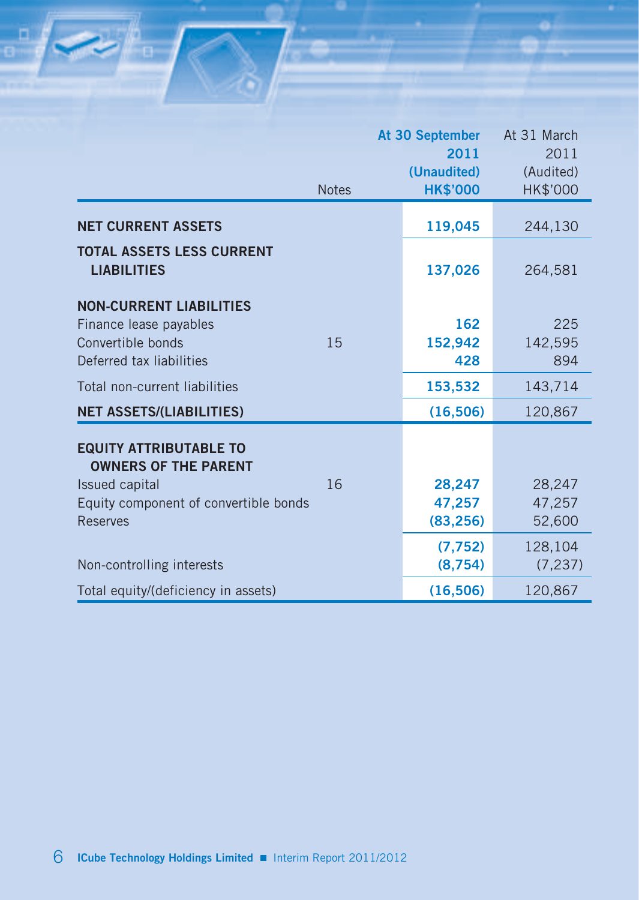| | Notes | At 30 September 2011 (Unaudited) HK$'000 | At 31 March 2011 (Audited) HK$'000 |
|---|---|---|---|
| **NET CURRENT ASSETS** | | **119,045** | 244,130 |
| **TOTAL ASSETS LESS CURRENT LIABILITIES** | | **137,026** | 264,581 |
| **NON-CURRENT LIABILITIES** | | | |
| Finance lease payables | | **162** | 225 |
| Convertible bonds | 15 | **152,942** | 142,595 |
| Deferred tax liabilities | | **428** | 894 |
| Total non-current liabilities | | **153,532** | 143,714 |
| **NET ASSETS/(LIABILITIES)** | | **(16,506)** | 120,867 |
| **EQUITY ATTRIBUTABLE TO OWNERS OF THE PARENT** | | | |
| Issued capital | 16 | **28,247** | 28,247 |
| Equity component of convertible bonds | | **47,257** | 47,257 |
| Reserves | | **(83,256)** | 52,600 |
| | | **(7,752)** | 128,104 |
| Non-controlling interests | | **(8,754)** | (7,237) |
| Total equity/(deficiency in assets) | | **(16,506)** | 120,867 |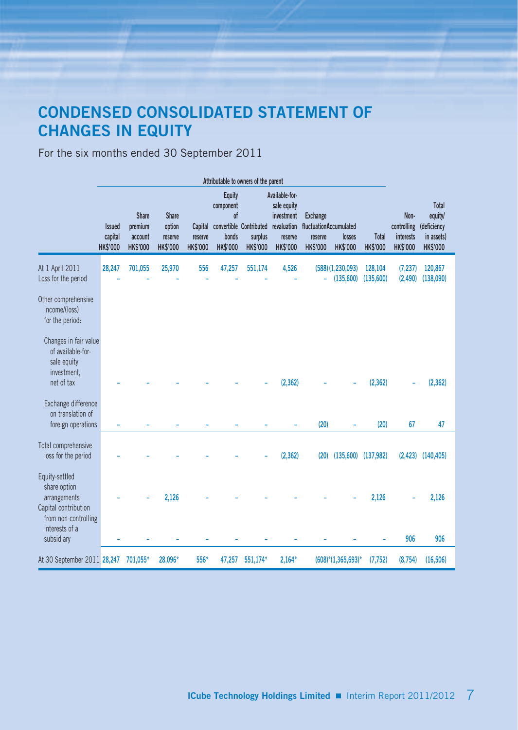# CONDENSED CONSOLIDATED STATEMENT OF CHANGES IN EQUITY

For the six months ended 30 September 2011

| | Attributable to owners of the parent | | | | | | | | | | | |
|---|---|---|---|---|---|---|---|---|---|---|---|---|
| | Issued capital HK$'000 | Share premium account HK$'000 | Share option reserve HK$'000 | Capital reserve HK$'000 | Equity component of convertible bonds HK$'000 | Contributed surplus HK$'000 | Available-for-sale equity investment revaluation reserve HK$'000 | Exchange fluctuation reserve HK$'000 | Accumulated losses HK$'000 | Total HK$'000 | Non-controlling interests HK$'000 | Total equity/ (deficiency in assets) HK$'000 |
| At 1 April 2011 | 28,247 | 701,055 | 25,970 | 556 | 47,257 | 551,174 | 4,526 | (588) | (1,230,093) | 128,104 | (7,237) | 120,867 |
| Loss for the period | – | – | – | – | – | – | – | – | (135,600) | (135,600) | (2,490) | (138,090) |
| Other comprehensive income/(loss) for the period: | | | | | | | | | | | | |
| Changes in fair value of available-for-sale equity investment, net of tax | – | – | – | – | – | – | (2,362) | – | – | (2,362) | – | (2,362) |
| Exchange difference on translation of foreign operations | – | – | – | – | – | – | – | (20) | – | (20) | 67 | 47 |
| Total comprehensive loss for the period | – | – | – | – | – | – | (2,362) | (20) | (135,600) | (137,982) | (2,423) | (140,405) |
| Equity-settled share option arrangements | – | – | 2,126 | – | – | – | – | – | – | 2,126 | – | 2,126 |
| Capital contribution from non-controlling interests of a subsidiary | – | – | – | – | – | – | – | – | – | – | 906 | 906 |
| At 30 September 2011 | 28,247 | 701,055* | 28,096* | 556* | 47,257 | 551,174* | 2,164* | (608)* | (1,365,693)* | (7,752) | (8,754) | (16,506) |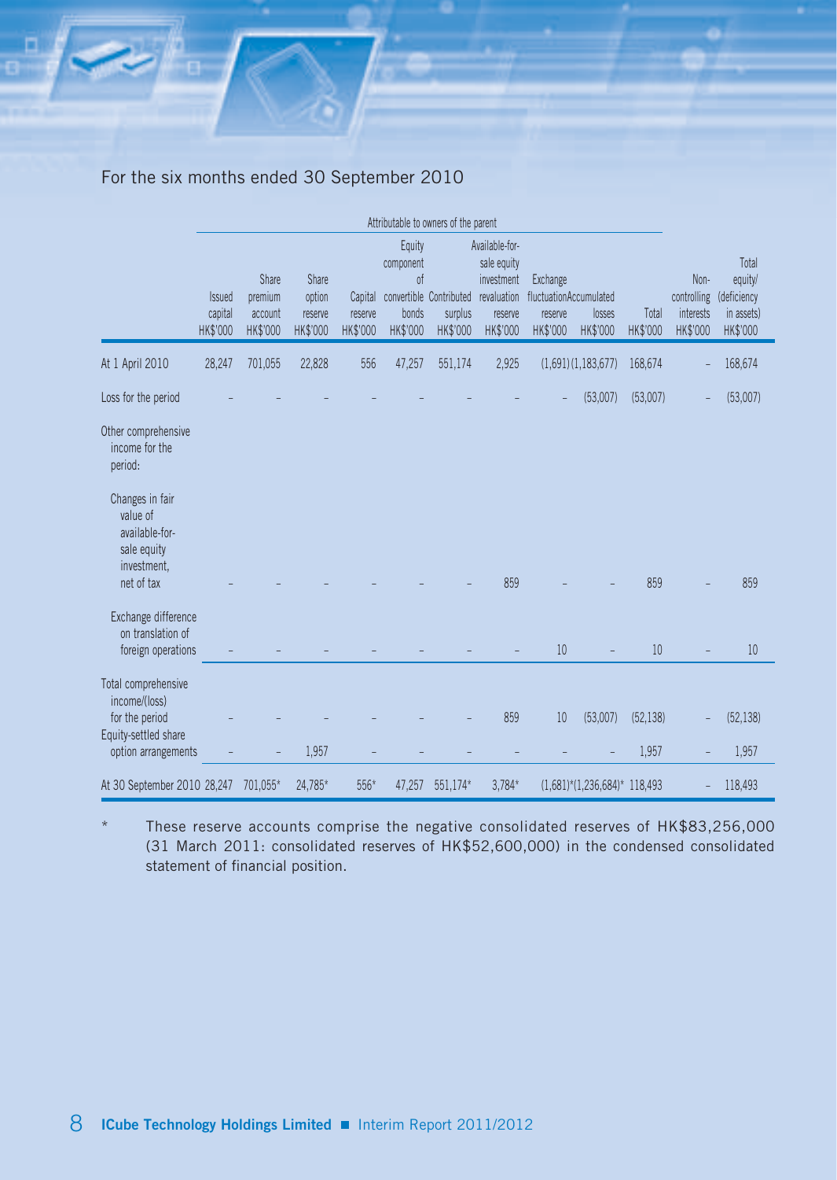For the six months ended 30 September 2010

| | Attributable to owners of the parent | | | | | | | | | | | |
|---|---|---|---|---|---|---|---|---|---|---|---|---|
| | Issued capital HK$'000 | Share premium account HK$'000 | Share option reserve HK$'000 | Capital reserve HK$'000 | Equity component of convertible bonds HK$'000 | Contributed surplus HK$'000 | Available-for-sale equity investment revaluation reserve HK$'000 | Exchange fluctuation reserve HK$'000 | Accumulated losses HK$'000 | Total HK$'000 | Non-controlling interests HK$'000 | Total equity/ (deficiency in assets) HK$'000 |
| At 1 April 2010 | 28,247 | 701,055 | 22,828 | 556 | 47,257 | 551,174 | 2,925 | (1,691) | (1,183,677) | 168,674 | – | 168,674 |
| Loss for the period | – | – | – | – | – | – | – | – | (53,007) | (53,007) | – | (53,007) |
| Other comprehensive income for the period: | | | | | | | | | | | | |
| Changes in fair value of available-for-sale equity investment, net of tax | – | – | – | – | – | – | 859 | – | – | 859 | – | 859 |
| Exchange difference on translation of foreign operations | – | – | – | – | – | – | – | 10 | – | 10 | – | 10 |
| Total comprehensive income/(loss) for the period | – | – | – | – | – | – | 859 | 10 | (53,007) | (52,138) | – | (52,138) |
| Equity-settled share option arrangements | – | – | 1,957 | – | – | – | – | – | – | 1,957 | – | 1,957 |
| At 30 September 2010 | 28,247 | 701,055* | 24,785* | 556* | 47,257 | 551,174* | 3,784* | (1,681)* | (1,236,684)* | 118,493 | – | 118,493 |

\* These reserve accounts comprise the negative consolidated reserves of HK$83,256,000 (31 March 2011: consolidated reserves of HK$52,600,000) in the condensed consolidated statement of financial position.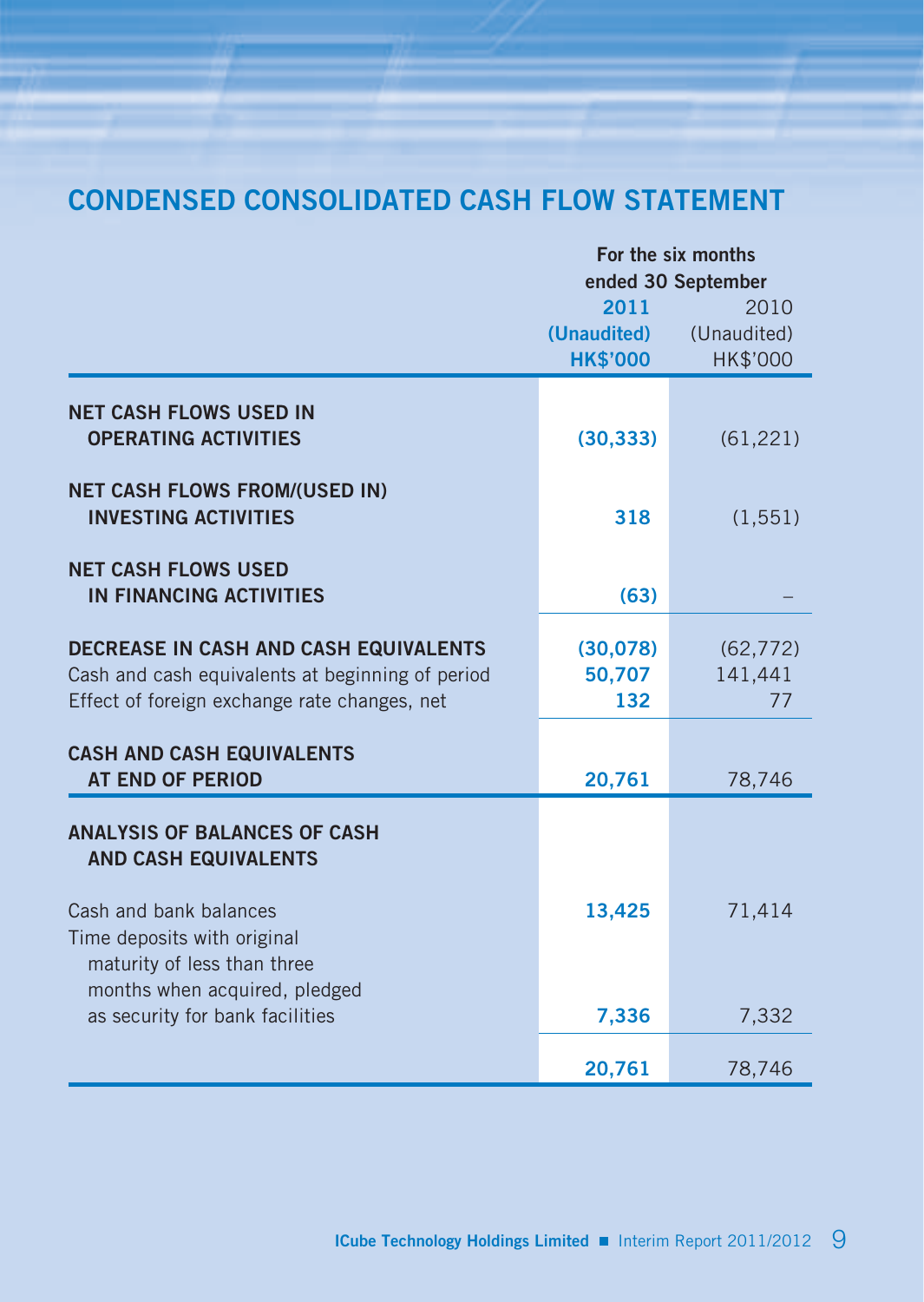# CONDENSED CONSOLIDATED CASH FLOW STATEMENT

| | For the six months ended 30 September | |
|---|---|---|
| | 2011 | 2010 |
| | (Unaudited) | (Unaudited) |
| | HK$'000 | HK$'000 |
| **NET CASH FLOWS USED IN OPERATING ACTIVITIES** | (30,333) | (61,221) |
| **NET CASH FLOWS FROM/(USED IN) INVESTING ACTIVITIES** | 318 | (1,551) |
| **NET CASH FLOWS USED IN FINANCING ACTIVITIES** | (63) | – |
| **DECREASE IN CASH AND CASH EQUIVALENTS** | (30,078) | (62,772) |
| Cash and cash equivalents at beginning of period | 50,707 | 141,441 |
| Effect of foreign exchange rate changes, net | 132 | 77 |
| **CASH AND CASH EQUIVALENTS AT END OF PERIOD** | 20,761 | 78,746 |
| **ANALYSIS OF BALANCES OF CASH AND CASH EQUIVALENTS** | | |
| Cash and bank balances | 13,425 | 71,414 |
| Time deposits with original maturity of less than three months when acquired, pledged as security for bank facilities | 7,336 | 7,332 |
| | 20,761 | 78,746 |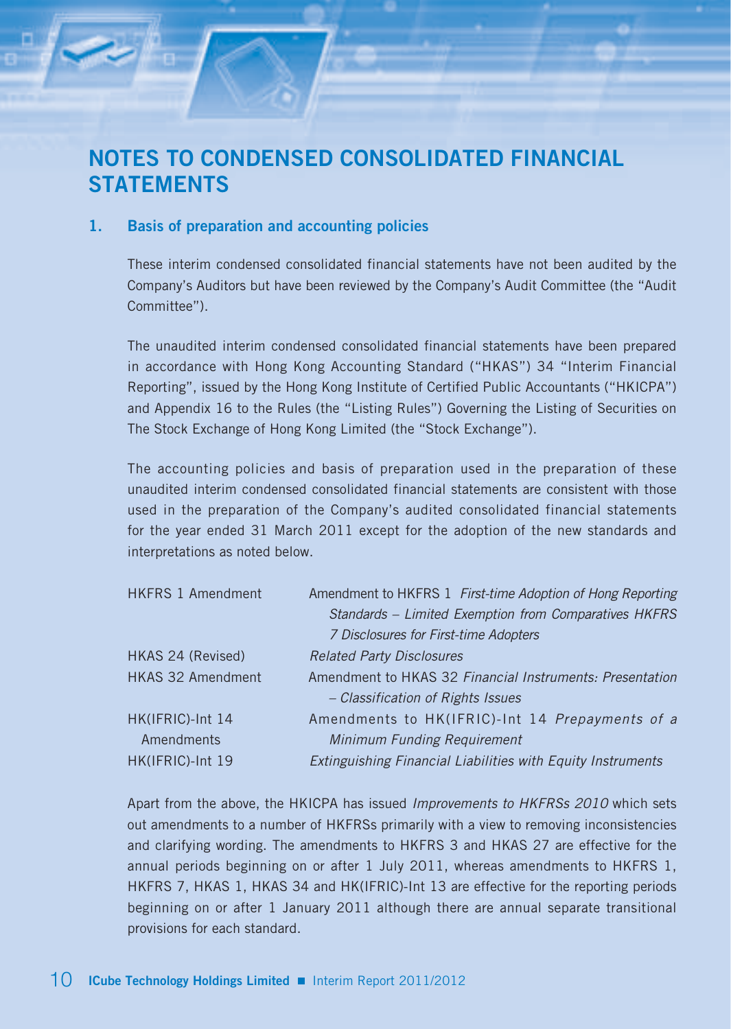# NOTES TO CONDENSED CONSOLIDATED FINANCIAL STATEMENTS

## 1. Basis of preparation and accounting policies

These interim condensed consolidated financial statements have not been audited by the Company's Auditors but have been reviewed by the Company's Audit Committee (the "Audit Committee").

The unaudited interim condensed consolidated financial statements have been prepared in accordance with Hong Kong Accounting Standard ("HKAS") 34 "Interim Financial Reporting", issued by the Hong Kong Institute of Certified Public Accountants ("HKICPA") and Appendix 16 to the Rules (the "Listing Rules") Governing the Listing of Securities on The Stock Exchange of Hong Kong Limited (the "Stock Exchange").

The accounting policies and basis of preparation used in the preparation of these unaudited interim condensed consolidated financial statements are consistent with those used in the preparation of the Company's audited consolidated financial statements for the year ended 31 March 2011 except for the adoption of the new standards and interpretations as noted below.

| | |
|---|---|
| HKFRS 1 Amendment | Amendment to HKFRS 1 *First-time Adoption of Hong Reporting Standards – Limited Exemption from Comparatives HKFRS 7 Disclosures for First-time Adopters* |
| HKAS 24 (Revised) | *Related Party Disclosures* |
| HKAS 32 Amendment | Amendment to HKAS 32 *Financial Instruments: Presentation – Classification of Rights Issues* |
| HK(IFRIC)-Int 14 Amendments | Amendments to HK(IFRIC)-Int 14 *Prepayments of a Minimum Funding Requirement* |
| HK(IFRIC)-Int 19 | *Extinguishing Financial Liabilities with Equity Instruments* |

Apart from the above, the HKICPA has issued *Improvements to HKFRSs 2010* which sets out amendments to a number of HKFRSs primarily with a view to removing inconsistencies and clarifying wording. The amendments to HKFRS 3 and HKAS 27 are effective for the annual periods beginning on or after 1 July 2011, whereas amendments to HKFRS 1, HKFRS 7, HKAS 1, HKAS 34 and HK(IFRIC)-Int 13 are effective for the reporting periods beginning on or after 1 January 2011 although there are annual separate transitional provisions for each standard.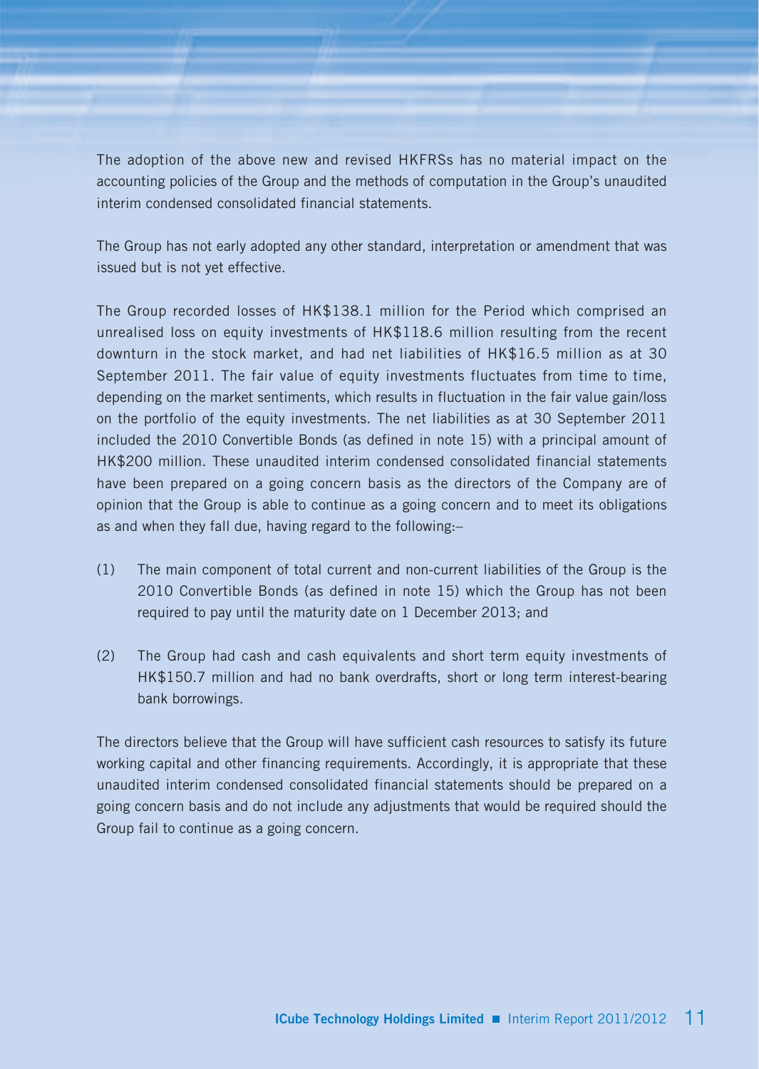The adoption of the above new and revised HKFRSs has no material impact on the accounting policies of the Group and the methods of computation in the Group's unaudited interim condensed consolidated financial statements.

The Group has not early adopted any other standard, interpretation or amendment that was issued but is not yet effective.

The Group recorded losses of HK$138.1 million for the Period which comprised an unrealised loss on equity investments of HK$118.6 million resulting from the recent downturn in the stock market, and had net liabilities of HK$16.5 million as at 30 September 2011. The fair value of equity investments fluctuates from time to time, depending on the market sentiments, which results in fluctuation in the fair value gain/loss on the portfolio of the equity investments. The net liabilities as at 30 September 2011 included the 2010 Convertible Bonds (as defined in note 15) with a principal amount of HK$200 million. These unaudited interim condensed consolidated financial statements have been prepared on a going concern basis as the directors of the Company are of opinion that the Group is able to continue as a going concern and to meet its obligations as and when they fall due, having regard to the following:–

(1) The main component of total current and non-current liabilities of the Group is the 2010 Convertible Bonds (as defined in note 15) which the Group has not been required to pay until the maturity date on 1 December 2013; and

(2) The Group had cash and cash equivalents and short term equity investments of HK$150.7 million and had no bank overdrafts, short or long term interest-bearing bank borrowings.

The directors believe that the Group will have sufficient cash resources to satisfy its future working capital and other financing requirements. Accordingly, it is appropriate that these unaudited interim condensed consolidated financial statements should be prepared on a going concern basis and do not include any adjustments that would be required should the Group fail to continue as a going concern.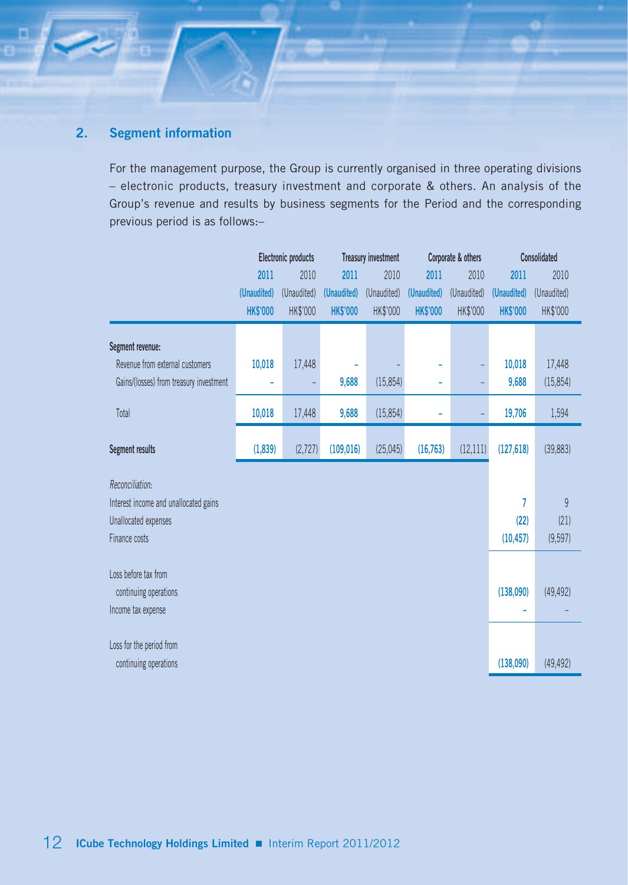## 2. Segment information

For the management purpose, the Group is currently organised in three operating divisions – electronic products, treasury investment and corporate & others. An analysis of the Group's revenue and results by business segments for the Period and the corresponding previous period is as follows:–

| | Electronic products | | Treasury investment | | Corporate & others | | Consolidated | |
|---|---|---|---|---|---|---|---|---|
| | 2011 | 2010 | 2011 | 2010 | 2011 | 2010 | 2011 | 2010 |
| | (Unaudited) | (Unaudited) | (Unaudited) | (Unaudited) | (Unaudited) | (Unaudited) | (Unaudited) | (Unaudited) |
| | HK$'000 | HK$'000 | HK$'000 | HK$'000 | HK$'000 | HK$'000 | HK$'000 | HK$'000 |
| **Segment revenue:** | | | | | | | | |
| Revenue from external customers | 10,018 | 17,448 | – | – | – | – | 10,018 | 17,448 |
| Gains/(losses) from treasury investment | – | – | 9,688 | (15,854) | – | – | 9,688 | (15,854) |
| Total | 10,018 | 17,448 | 9,688 | (15,854) | – | – | 19,706 | 1,594 |
| **Segment results** | (1,839) | (2,727) | (109,016) | (25,045) | (16,763) | (12,111) | (127,618) | (39,883) |
| *Reconciliation:* | | | | | | | | |
| Interest income and unallocated gains | | | | | | | 7 | 9 |
| Unallocated expenses | | | | | | | (22) | (21) |
| Finance costs | | | | | | | (10,457) | (9,597) |
| Loss before tax from continuing operations | | | | | | | (138,090) | (49,492) |
| Income tax expense | | | | | | | – | – |
| Loss for the period from continuing operations | | | | | | | (138,090) | (49,492) |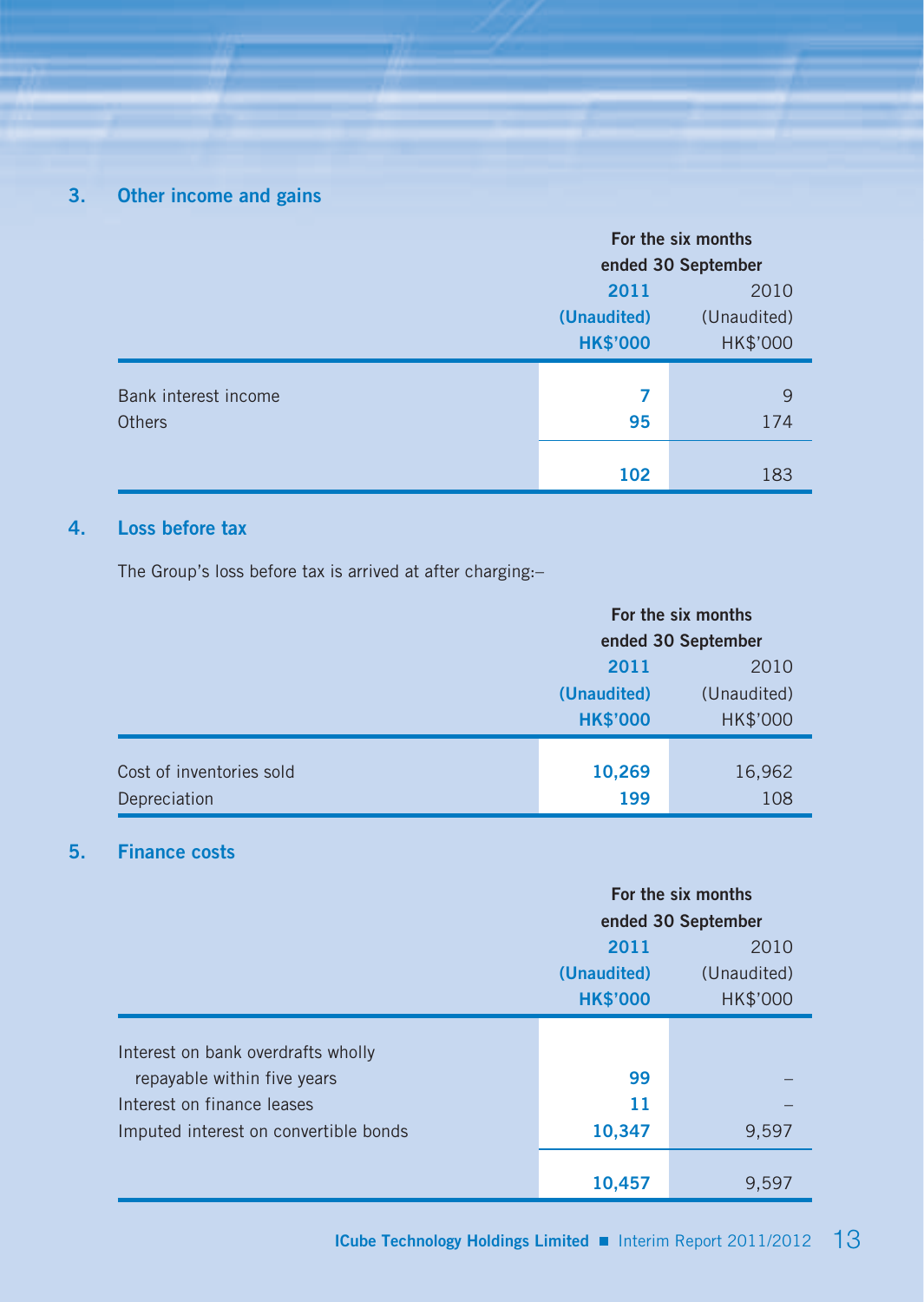## 3. Other income and gains

| | For the six months ended 30 September | |
|---|---|---|
| | **2011** | 2010 |
| | **(Unaudited)** | (Unaudited) |
| | **HK$'000** | HK$'000 |
| Bank interest income | **7** | 9 |
| Others | **95** | 174 |
| | **102** | 183 |

## 4. Loss before tax

The Group's loss before tax is arrived at after charging:–

| | For the six months ended 30 September | |
|---|---|---|
| | **2011** | 2010 |
| | **(Unaudited)** | (Unaudited) |
| | **HK$'000** | HK$'000 |
| Cost of inventories sold | **10,269** | 16,962 |
| Depreciation | **199** | 108 |

## 5. Finance costs

| | For the six months ended 30 September | |
|---|---|---|
| | **2011** | 2010 |
| | **(Unaudited)** | (Unaudited) |
| | **HK$'000** | HK$'000 |
| Interest on bank overdrafts wholly repayable within five years | **99** | – |
| Interest on finance leases | **11** | – |
| Imputed interest on convertible bonds | **10,347** | 9,597 |
| | **10,457** | 9,597 |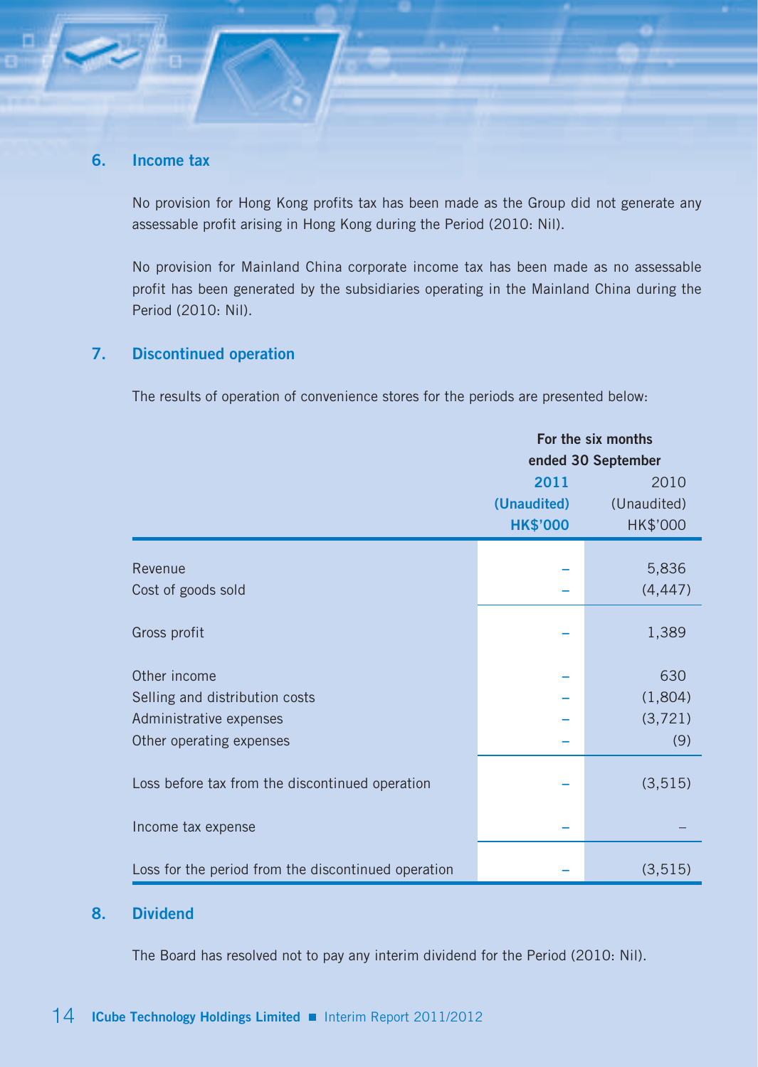## 6. Income tax

No provision for Hong Kong profits tax has been made as the Group did not generate any assessable profit arising in Hong Kong during the Period (2010: Nil).

No provision for Mainland China corporate income tax has been made as no assessable profit has been generated by the subsidiaries operating in the Mainland China during the Period (2010: Nil).

## 7. Discontinued operation

The results of operation of convenience stores for the periods are presented below:

| | For the six months ended 30 September | |
|---|---|---|
| | **2011** | 2010 |
| | **(Unaudited)** | (Unaudited) |
| | **HK$'000** | HK$'000 |
| Revenue | – | 5,836 |
| Cost of goods sold | – | (4,447) |
| Gross profit | – | 1,389 |
| Other income | – | 630 |
| Selling and distribution costs | – | (1,804) |
| Administrative expenses | – | (3,721) |
| Other operating expenses | – | (9) |
| Loss before tax from the discontinued operation | – | (3,515) |
| Income tax expense | – | – |
| Loss for the period from the discontinued operation | – | (3,515) |

## 8. Dividend

The Board has resolved not to pay any interim dividend for the Period (2010: Nil).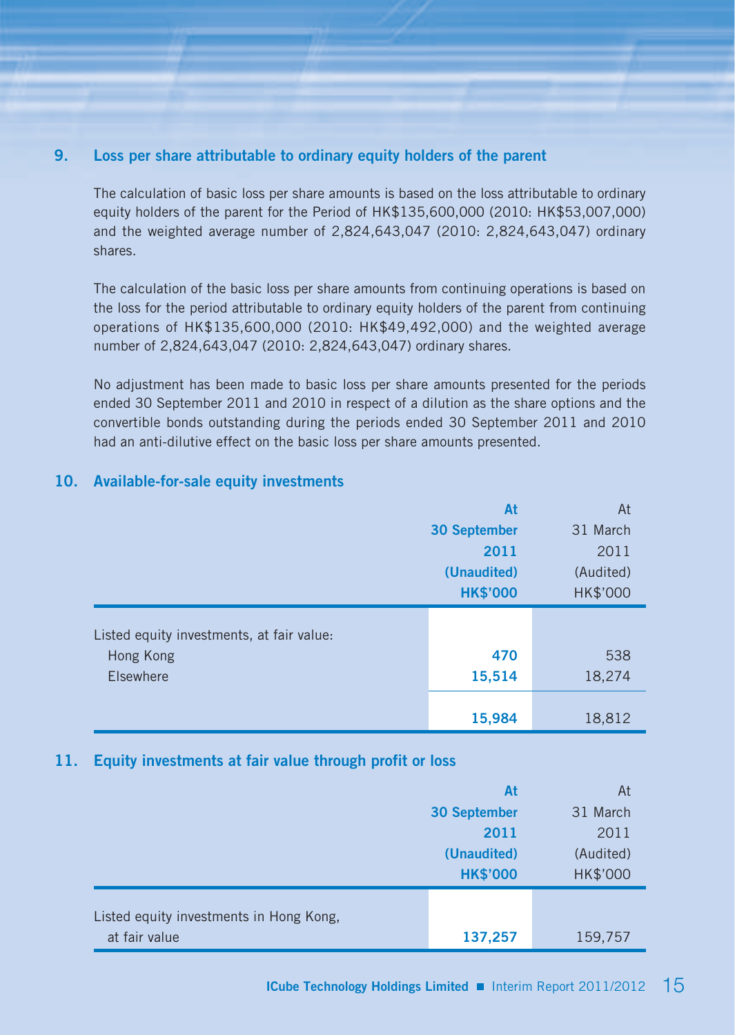## 9. Loss per share attributable to ordinary equity holders of the parent

The calculation of basic loss per share amounts is based on the loss attributable to ordinary equity holders of the parent for the Period of HK$135,600,000 (2010: HK$53,007,000) and the weighted average number of 2,824,643,047 (2010: 2,824,643,047) ordinary shares.

The calculation of the basic loss per share amounts from continuing operations is based on the loss for the period attributable to ordinary equity holders of the parent from continuing operations of HK$135,600,000 (2010: HK$49,492,000) and the weighted average number of 2,824,643,047 (2010: 2,824,643,047) ordinary shares.

No adjustment has been made to basic loss per share amounts presented for the periods ended 30 September 2011 and 2010 in respect of a dilution as the share options and the convertible bonds outstanding during the periods ended 30 September 2011 and 2010 had an anti-dilutive effect on the basic loss per share amounts presented.

## 10. Available-for-sale equity investments

| | At 30 September 2011 (Unaudited) HK$'000 | At 31 March 2011 (Audited) HK$'000 |
|---|---|---|
| Listed equity investments, at fair value: | | |
| Hong Kong | 470 | 538 |
| Elsewhere | 15,514 | 18,274 |
| | 15,984 | 18,812 |

## 11. Equity investments at fair value through profit or loss

| | At 30 September 2011 (Unaudited) HK$'000 | At 31 March 2011 (Audited) HK$'000 |
|---|---|---|
| Listed equity investments in Hong Kong, at fair value | 137,257 | 159,757 |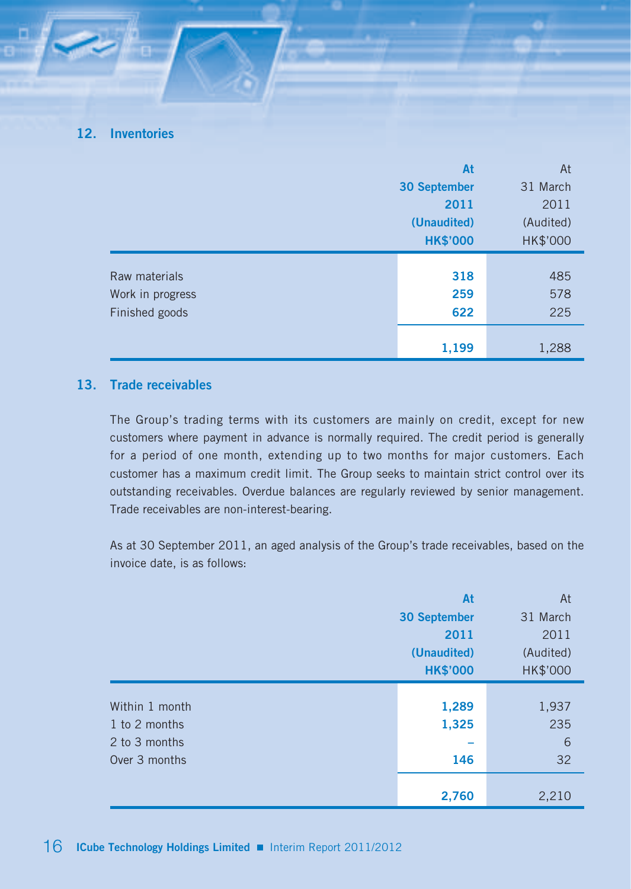## 12. Inventories

| | At 30 September 2011 (Unaudited) HK$'000 | At 31 March 2011 (Audited) HK$'000 |
|---|---|---|
| Raw materials | 318 | 485 |
| Work in progress | 259 | 578 |
| Finished goods | 622 | 225 |
| | 1,199 | 1,288 |

## 13. Trade receivables

The Group's trading terms with its customers are mainly on credit, except for new customers where payment in advance is normally required. The credit period is generally for a period of one month, extending up to two months for major customers. Each customer has a maximum credit limit. The Group seeks to maintain strict control over its outstanding receivables. Overdue balances are regularly reviewed by senior management. Trade receivables are non-interest-bearing.

As at 30 September 2011, an aged analysis of the Group's trade receivables, based on the invoice date, is as follows:

| | At 30 September 2011 (Unaudited) HK$'000 | At 31 March 2011 (Audited) HK$'000 |
|---|---|---|
| Within 1 month | 1,289 | 1,937 |
| 1 to 2 months | 1,325 | 235 |
| 2 to 3 months | – | 6 |
| Over 3 months | 146 | 32 |
| | 2,760 | 2,210 |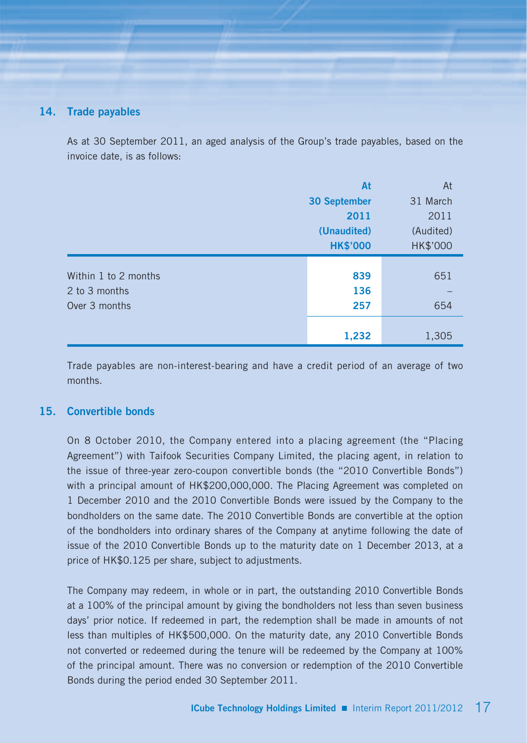## 14. Trade payables

As at 30 September 2011, an aged analysis of the Group's trade payables, based on the invoice date, is as follows:

| | At 30 September 2011 (Unaudited) HK$'000 | At 31 March 2011 (Audited) HK$'000 |
|---|---|---|
| Within 1 to 2 months | 839 | 651 |
| 2 to 3 months | 136 | – |
| Over 3 months | 257 | 654 |
| | 1,232 | 1,305 |

Trade payables are non-interest-bearing and have a credit period of an average of two months.

## 15. Convertible bonds

On 8 October 2010, the Company entered into a placing agreement (the "Placing Agreement") with Taifook Securities Company Limited, the placing agent, in relation to the issue of three-year zero-coupon convertible bonds (the "2010 Convertible Bonds") with a principal amount of HK$200,000,000. The Placing Agreement was completed on 1 December 2010 and the 2010 Convertible Bonds were issued by the Company to the bondholders on the same date. The 2010 Convertible Bonds are convertible at the option of the bondholders into ordinary shares of the Company at anytime following the date of issue of the 2010 Convertible Bonds up to the maturity date on 1 December 2013, at a price of HK$0.125 per share, subject to adjustments.

The Company may redeem, in whole or in part, the outstanding 2010 Convertible Bonds at a 100% of the principal amount by giving the bondholders not less than seven business days' prior notice. If redeemed in part, the redemption shall be made in amounts of not less than multiples of HK$500,000. On the maturity date, any 2010 Convertible Bonds not converted or redeemed during the tenure will be redeemed by the Company at 100% of the principal amount. There was no conversion or redemption of the 2010 Convertible Bonds during the period ended 30 September 2011.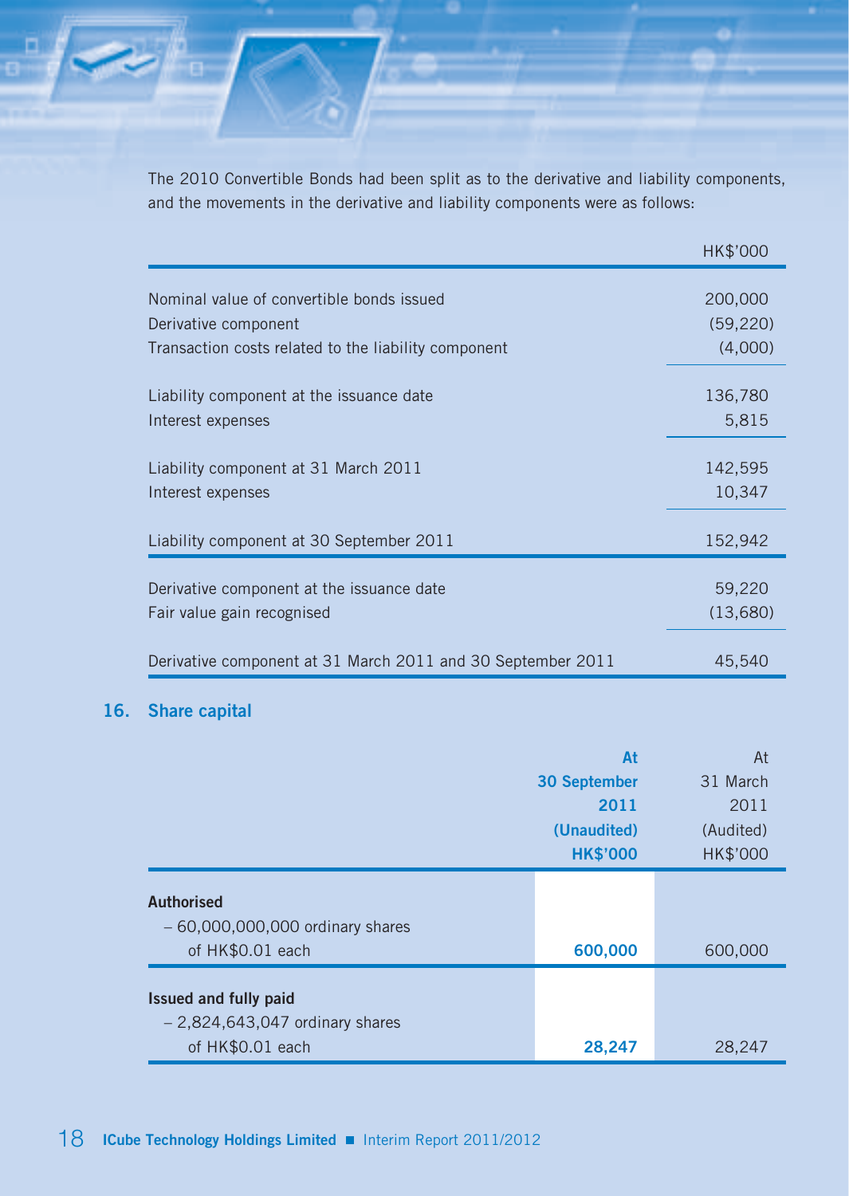The 2010 Convertible Bonds had been split as to the derivative and liability components, and the movements in the derivative and liability components were as follows:

| | HK$'000 |
|---|---|
| Nominal value of convertible bonds issued | 200,000 |
| Derivative component | (59,220) |
| Transaction costs related to the liability component | (4,000) |
| Liability component at the issuance date | 136,780 |
| Interest expenses | 5,815 |
| Liability component at 31 March 2011 | 142,595 |
| Interest expenses | 10,347 |
| Liability component at 30 September 2011 | 152,942 |
| Derivative component at the issuance date | 59,220 |
| Fair value gain recognised | (13,680) |
| Derivative component at 31 March 2011 and 30 September 2011 | 45,540 |

## 16. Share capital

| | **At 30 September 2011 (Unaudited) HK$'000** | At 31 March 2011 (Audited) HK$'000 |
|---|---|---|
| **Authorised** | | |
| – 60,000,000,000 ordinary shares of HK$0.01 each | **600,000** | 600,000 |
| **Issued and fully paid** | | |
| – 2,824,643,047 ordinary shares of HK$0.01 each | **28,247** | 28,247 |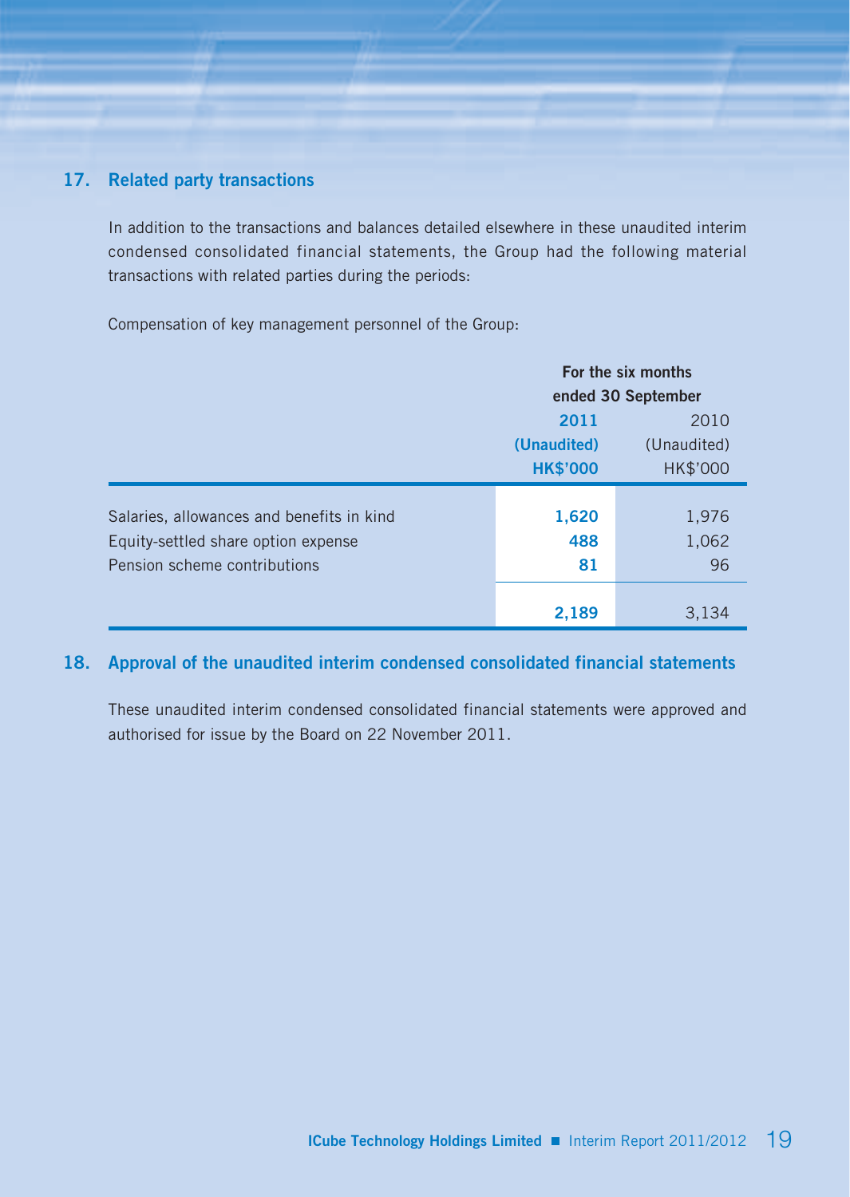## 17. Related party transactions

In addition to the transactions and balances detailed elsewhere in these unaudited interim condensed consolidated financial statements, the Group had the following material transactions with related parties during the periods:

Compensation of key management personnel of the Group:

| | For the six months ended 30 September | |
|---|---|---|
| | **2011** | 2010 |
| | **(Unaudited)** | (Unaudited) |
| | **HK$'000** | HK$'000 |
| Salaries, allowances and benefits in kind | **1,620** | 1,976 |
| Equity-settled share option expense | **488** | 1,062 |
| Pension scheme contributions | **81** | 96 |
| | **2,189** | 3,134 |

## 18. Approval of the unaudited interim condensed consolidated financial statements

These unaudited interim condensed consolidated financial statements were approved and authorised for issue by the Board on 22 November 2011.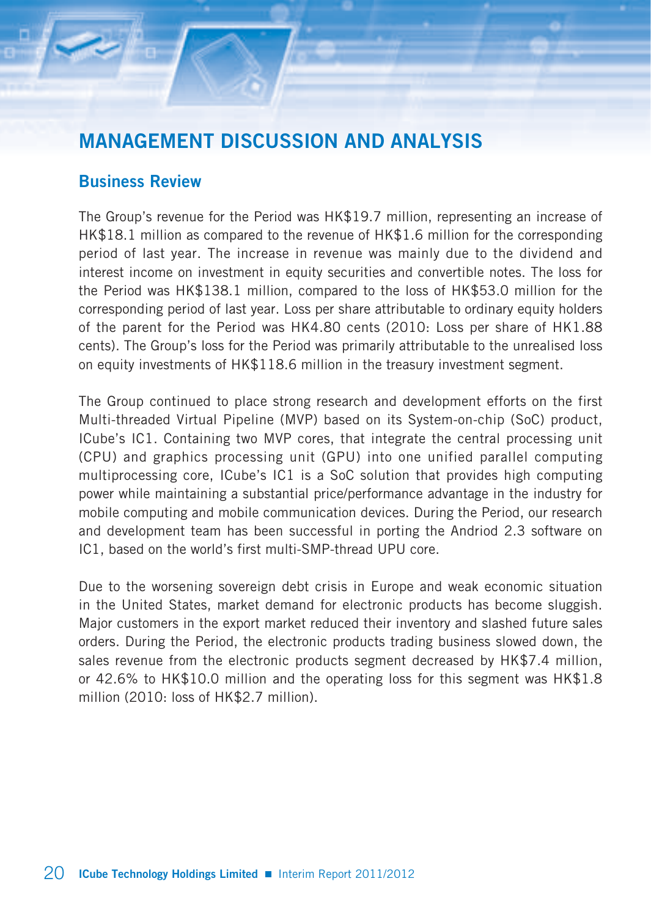# MANAGEMENT DISCUSSION AND ANALYSIS

## Business Review

The Group's revenue for the Period was HK$19.7 million, representing an increase of HK$18.1 million as compared to the revenue of HK$1.6 million for the corresponding period of last year. The increase in revenue was mainly due to the dividend and interest income on investment in equity securities and convertible notes. The loss for the Period was HK$138.1 million, compared to the loss of HK$53.0 million for the corresponding period of last year. Loss per share attributable to ordinary equity holders of the parent for the Period was HK4.80 cents (2010: Loss per share of HK1.88 cents). The Group's loss for the Period was primarily attributable to the unrealised loss on equity investments of HK$118.6 million in the treasury investment segment.

The Group continued to place strong research and development efforts on the first Multi-threaded Virtual Pipeline (MVP) based on its System-on-chip (SoC) product, ICube's IC1. Containing two MVP cores, that integrate the central processing unit (CPU) and graphics processing unit (GPU) into one unified parallel computing multiprocessing core, ICube's IC1 is a SoC solution that provides high computing power while maintaining a substantial price/performance advantage in the industry for mobile computing and mobile communication devices. During the Period, our research and development team has been successful in porting the Andriod 2.3 software on IC1, based on the world's first multi-SMP-thread UPU core.

Due to the worsening sovereign debt crisis in Europe and weak economic situation in the United States, market demand for electronic products has become sluggish. Major customers in the export market reduced their inventory and slashed future sales orders. During the Period, the electronic products trading business slowed down, the sales revenue from the electronic products segment decreased by HK$7.4 million, or 42.6% to HK$10.0 million and the operating loss for this segment was HK$1.8 million (2010: loss of HK$2.7 million).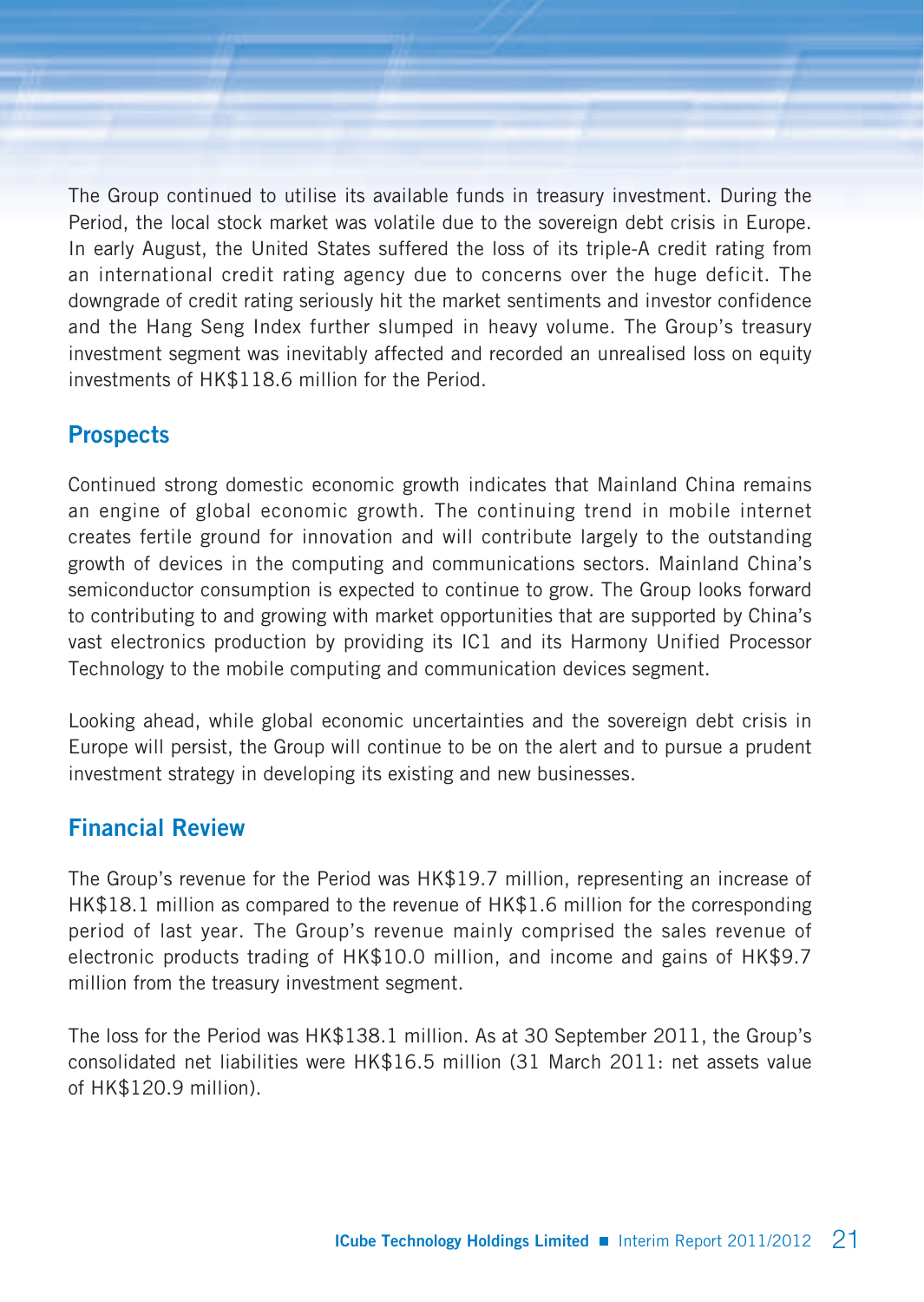The Group continued to utilise its available funds in treasury investment. During the Period, the local stock market was volatile due to the sovereign debt crisis in Europe. In early August, the United States suffered the loss of its triple-A credit rating from an international credit rating agency due to concerns over the huge deficit. The downgrade of credit rating seriously hit the market sentiments and investor confidence and the Hang Seng Index further slumped in heavy volume. The Group's treasury investment segment was inevitably affected and recorded an unrealised loss on equity investments of HK$118.6 million for the Period.

## Prospects

Continued strong domestic economic growth indicates that Mainland China remains an engine of global economic growth. The continuing trend in mobile internet creates fertile ground for innovation and will contribute largely to the outstanding growth of devices in the computing and communications sectors. Mainland China's semiconductor consumption is expected to continue to grow. The Group looks forward to contributing to and growing with market opportunities that are supported by China's vast electronics production by providing its IC1 and its Harmony Unified Processor Technology to the mobile computing and communication devices segment.

Looking ahead, while global economic uncertainties and the sovereign debt crisis in Europe will persist, the Group will continue to be on the alert and to pursue a prudent investment strategy in developing its existing and new businesses.

## Financial Review

The Group's revenue for the Period was HK$19.7 million, representing an increase of HK$18.1 million as compared to the revenue of HK$1.6 million for the corresponding period of last year. The Group's revenue mainly comprised the sales revenue of electronic products trading of HK$10.0 million, and income and gains of HK$9.7 million from the treasury investment segment.

The loss for the Period was HK$138.1 million. As at 30 September 2011, the Group's consolidated net liabilities were HK$16.5 million (31 March 2011: net assets value of HK$120.9 million).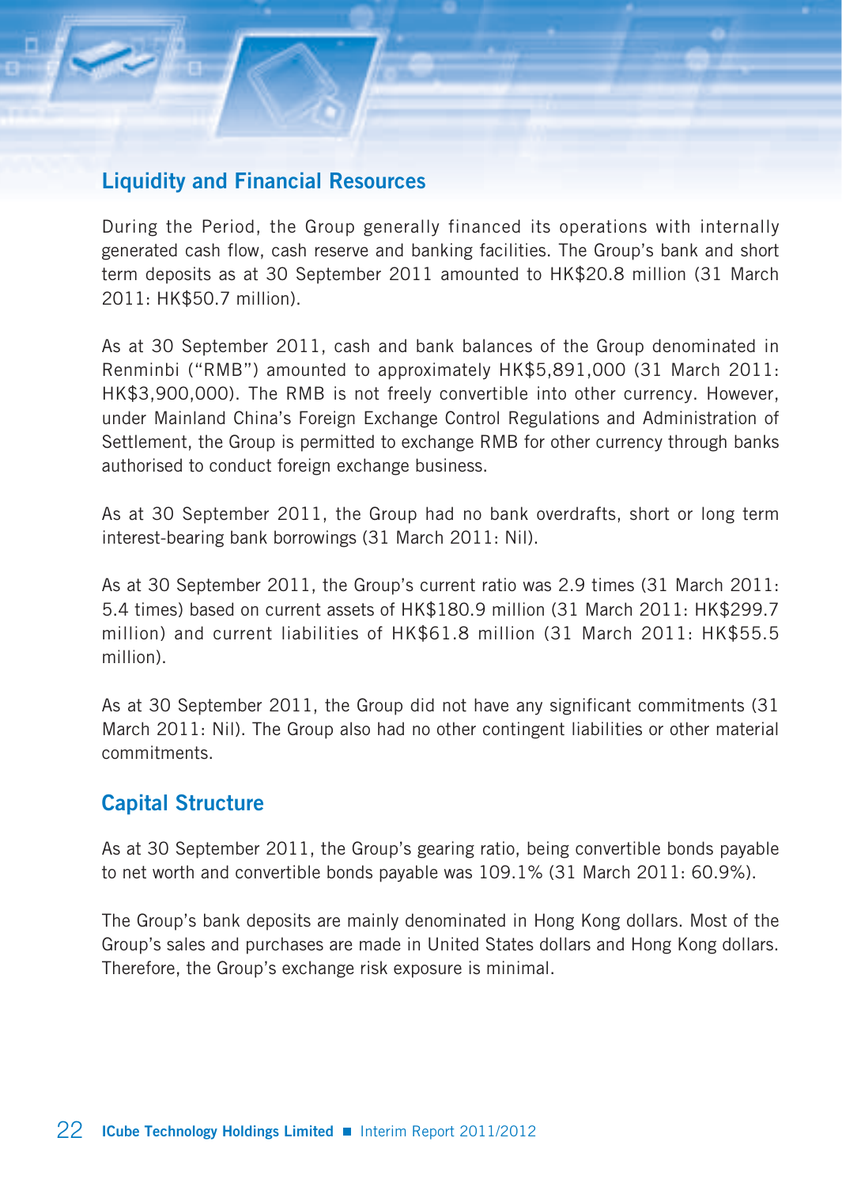## Liquidity and Financial Resources

During the Period, the Group generally financed its operations with internally generated cash flow, cash reserve and banking facilities. The Group's bank and short term deposits as at 30 September 2011 amounted to HK$20.8 million (31 March 2011: HK$50.7 million).

As at 30 September 2011, cash and bank balances of the Group denominated in Renminbi ("RMB") amounted to approximately HK$5,891,000 (31 March 2011: HK$3,900,000). The RMB is not freely convertible into other currency. However, under Mainland China's Foreign Exchange Control Regulations and Administration of Settlement, the Group is permitted to exchange RMB for other currency through banks authorised to conduct foreign exchange business.

As at 30 September 2011, the Group had no bank overdrafts, short or long term interest-bearing bank borrowings (31 March 2011: Nil).

As at 30 September 2011, the Group's current ratio was 2.9 times (31 March 2011: 5.4 times) based on current assets of HK$180.9 million (31 March 2011: HK$299.7 million) and current liabilities of HK$61.8 million (31 March 2011: HK$55.5 million).

As at 30 September 2011, the Group did not have any significant commitments (31 March 2011: Nil). The Group also had no other contingent liabilities or other material commitments.

## Capital Structure

As at 30 September 2011, the Group's gearing ratio, being convertible bonds payable to net worth and convertible bonds payable was 109.1% (31 March 2011: 60.9%).

The Group's bank deposits are mainly denominated in Hong Kong dollars. Most of the Group's sales and purchases are made in United States dollars and Hong Kong dollars. Therefore, the Group's exchange risk exposure is minimal.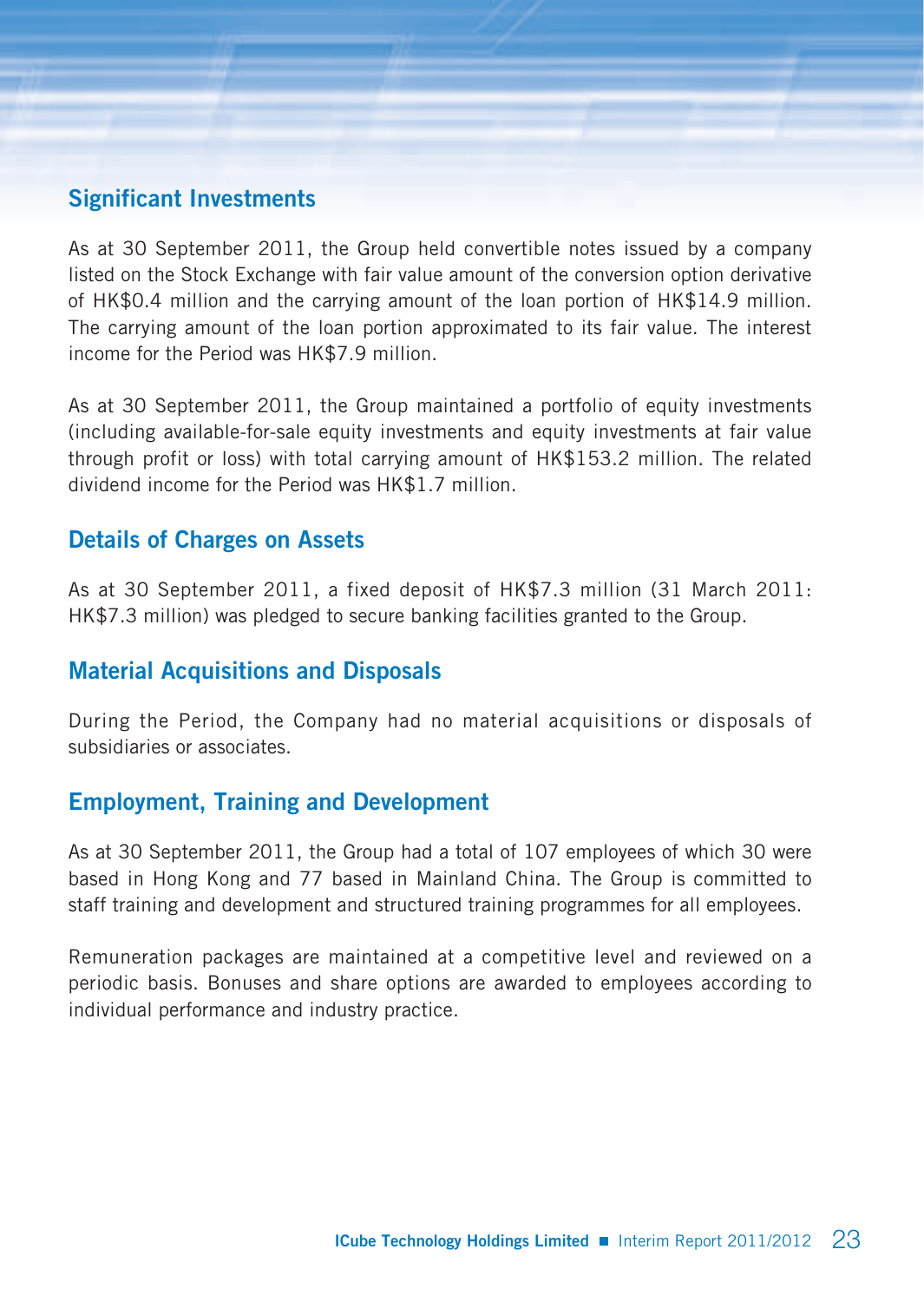## Significant Investments

As at 30 September 2011, the Group held convertible notes issued by a company listed on the Stock Exchange with fair value amount of the conversion option derivative of HK$0.4 million and the carrying amount of the loan portion of HK$14.9 million. The carrying amount of the loan portion approximated to its fair value. The interest income for the Period was HK$7.9 million.

As at 30 September 2011, the Group maintained a portfolio of equity investments (including available-for-sale equity investments and equity investments at fair value through profit or loss) with total carrying amount of HK$153.2 million. The related dividend income for the Period was HK$1.7 million.

## Details of Charges on Assets

As at 30 September 2011, a fixed deposit of HK$7.3 million (31 March 2011: HK$7.3 million) was pledged to secure banking facilities granted to the Group.

## Material Acquisitions and Disposals

During the Period, the Company had no material acquisitions or disposals of subsidiaries or associates.

## Employment, Training and Development

As at 30 September 2011, the Group had a total of 107 employees of which 30 were based in Hong Kong and 77 based in Mainland China. The Group is committed to staff training and development and structured training programmes for all employees.

Remuneration packages are maintained at a competitive level and reviewed on a periodic basis. Bonuses and share options are awarded to employees according to individual performance and industry practice.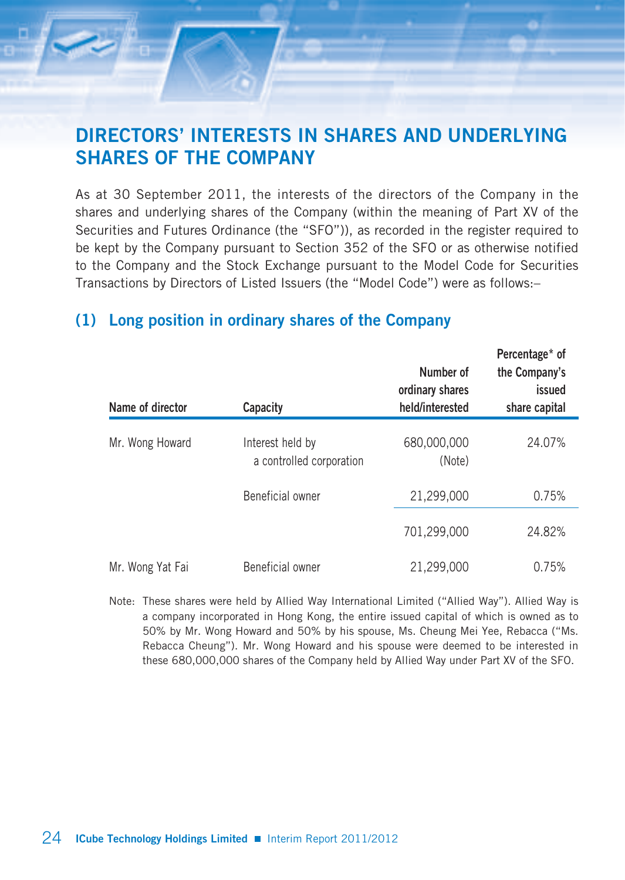## DIRECTORS' INTERESTS IN SHARES AND UNDERLYING SHARES OF THE COMPANY

As at 30 September 2011, the interests of the directors of the Company in the shares and underlying shares of the Company (within the meaning of Part XV of the Securities and Futures Ordinance (the "SFO")), as recorded in the register required to be kept by the Company pursuant to Section 352 of the SFO or as otherwise notified to the Company and the Stock Exchange pursuant to the Model Code for Securities Transactions by Directors of Listed Issuers (the "Model Code") were as follows:–

### (1) Long position in ordinary shares of the Company

| Name of director | Capacity | Number of ordinary shares held/interested | Percentage* of the Company's issued share capital |
|---|---|---|---|
| Mr. Wong Howard | Interest held by a controlled corporation | 680,000,000 (Note) | 24.07% |
| | Beneficial owner | 21,299,000 | 0.75% |
| | | 701,299,000 | 24.82% |
| Mr. Wong Yat Fai | Beneficial owner | 21,299,000 | 0.75% |

Note: These shares were held by Allied Way International Limited ("Allied Way"). Allied Way is a company incorporated in Hong Kong, the entire issued capital of which is owned as to 50% by Mr. Wong Howard and 50% by his spouse, Ms. Cheung Mei Yee, Rebacca ("Ms. Rebacca Cheung"). Mr. Wong Howard and his spouse were deemed to be interested in these 680,000,000 shares of the Company held by Allied Way under Part XV of the SFO.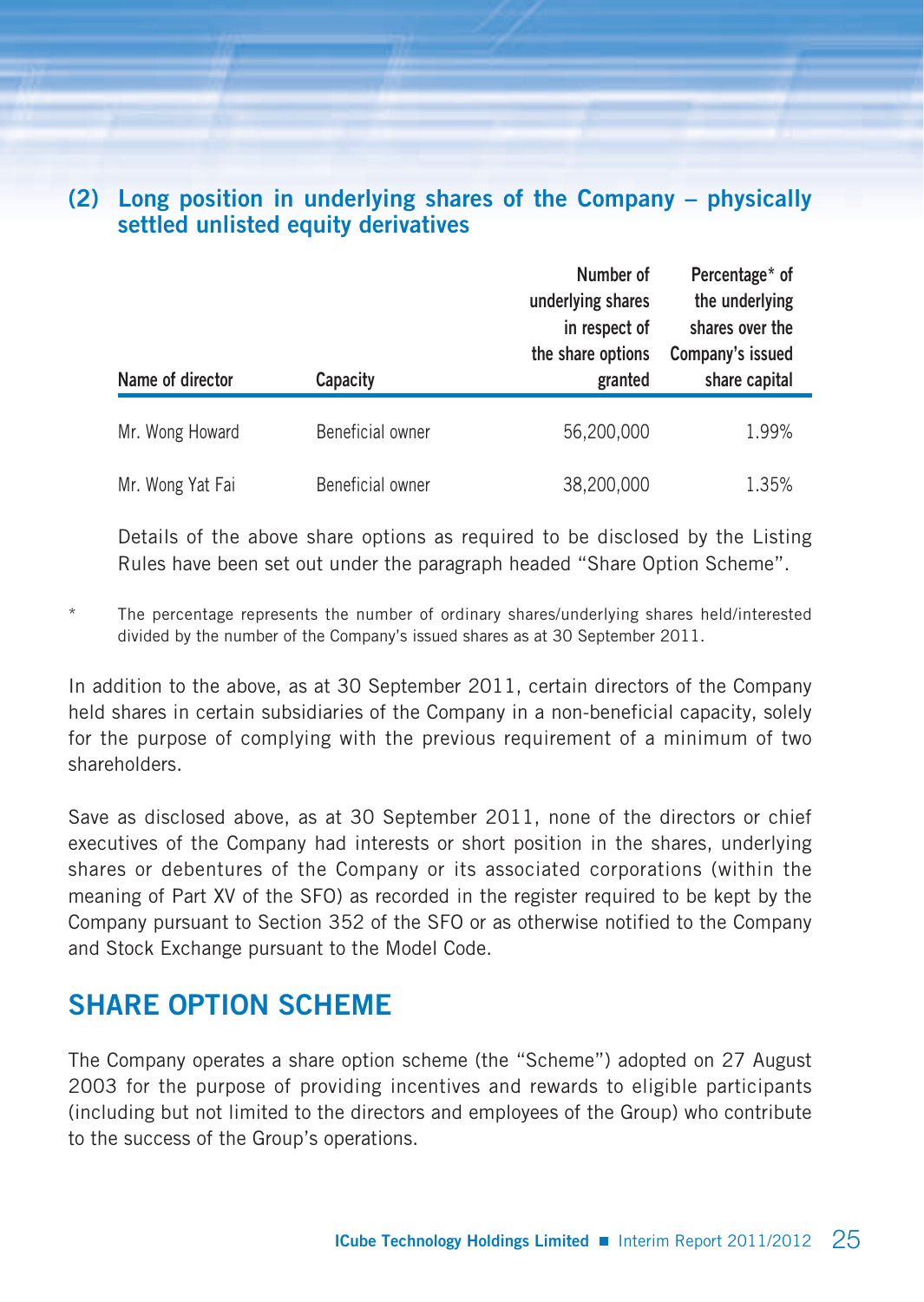### (2) Long position in underlying shares of the Company – physically settled unlisted equity derivatives

| Name of director | Capacity | Number of underlying shares in respect of the share options granted | Percentage* of the underlying shares over the Company's issued share capital |
|---|---|---|---|
| Mr. Wong Howard | Beneficial owner | 56,200,000 | 1.99% |
| Mr. Wong Yat Fai | Beneficial owner | 38,200,000 | 1.35% |

Details of the above share options as required to be disclosed by the Listing Rules have been set out under the paragraph headed "Share Option Scheme".

\* The percentage represents the number of ordinary shares/underlying shares held/interested divided by the number of the Company's issued shares as at 30 September 2011.

In addition to the above, as at 30 September 2011, certain directors of the Company held shares in certain subsidiaries of the Company in a non-beneficial capacity, solely for the purpose of complying with the previous requirement of a minimum of two shareholders.

Save as disclosed above, as at 30 September 2011, none of the directors or chief executives of the Company had interests or short position in the shares, underlying shares or debentures of the Company or its associated corporations (within the meaning of Part XV of the SFO) as recorded in the register required to be kept by the Company pursuant to Section 352 of the SFO or as otherwise notified to the Company and Stock Exchange pursuant to the Model Code.

## SHARE OPTION SCHEME

The Company operates a share option scheme (the "Scheme") adopted on 27 August 2003 for the purpose of providing incentives and rewards to eligible participants (including but not limited to the directors and employees of the Group) who contribute to the success of the Group's operations.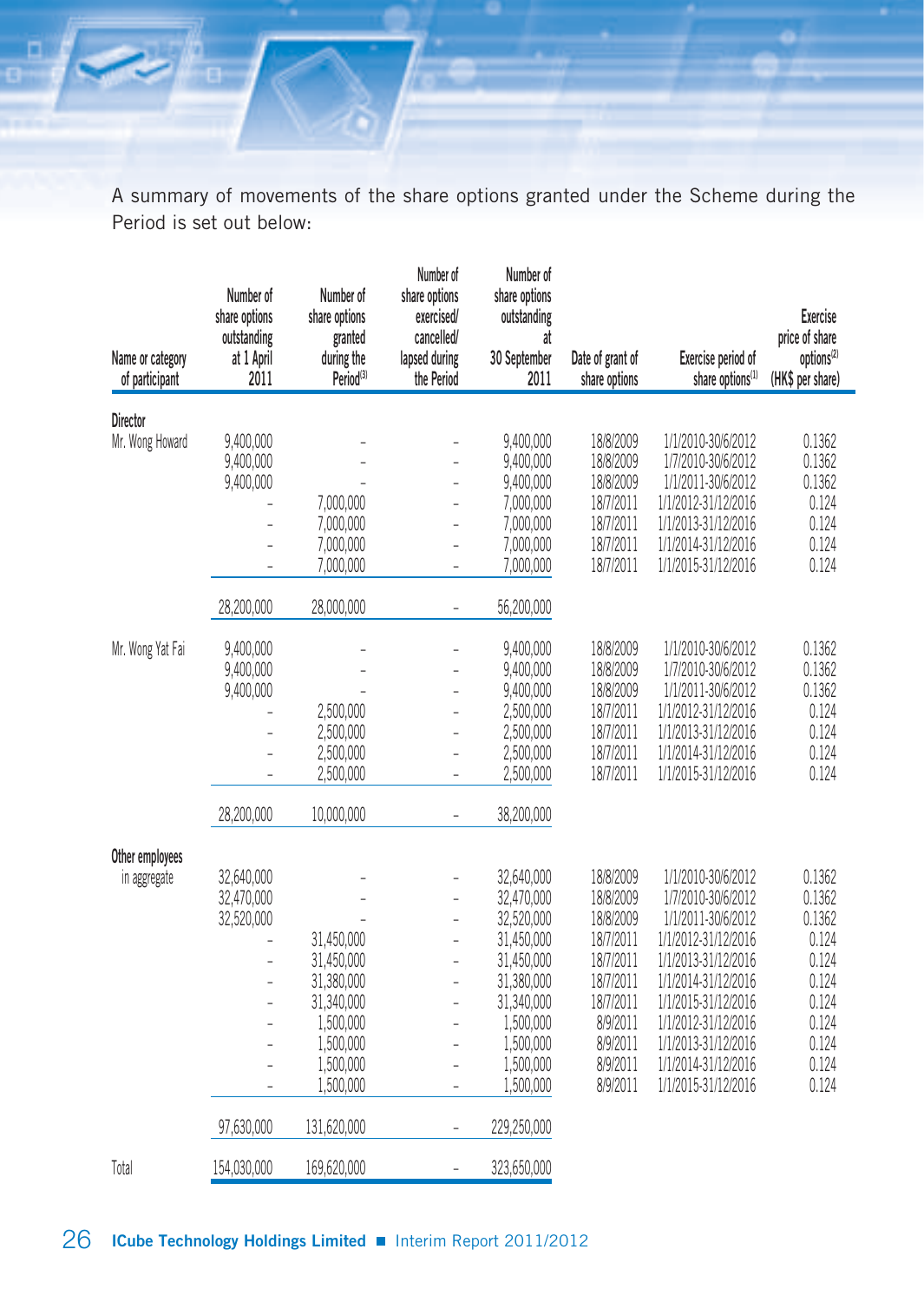A summary of movements of the share options granted under the Scheme during the Period is set out below:

| Name or category of participant | Number of share options outstanding at 1 April 2011 | Number of share options granted during the Period[3] | Number of share options exercised/ cancelled/ lapsed during the Period | Number of share options outstanding at 30 September 2011 | Date of grant of share options | Exercise period of share options[1] | Exercise price of share options[2] (HK$ per share) |
|---|---|---|---|---|---|---|---|
| **Director** | | | | | | | |
| Mr. Wong Howard | 9,400,000 | – | – | 9,400,000 | 18/8/2009 | 1/1/2010-30/6/2012 | 0.1362 |
| | 9,400,000 | – | – | 9,400,000 | 18/8/2009 | 1/7/2010-30/6/2012 | 0.1362 |
| | 9,400,000 | – | – | 9,400,000 | 18/8/2009 | 1/1/2011-30/6/2012 | 0.1362 |
| | – | 7,000,000 | – | 7,000,000 | 18/7/2011 | 1/1/2012-31/12/2016 | 0.124 |
| | – | 7,000,000 | – | 7,000,000 | 18/7/2011 | 1/1/2013-31/12/2016 | 0.124 |
| | – | 7,000,000 | – | 7,000,000 | 18/7/2011 | 1/1/2014-31/12/2016 | 0.124 |
| | – | 7,000,000 | – | 7,000,000 | 18/7/2011 | 1/1/2015-31/12/2016 | 0.124 |
| | 28,200,000 | 28,000,000 | – | 56,200,000 | | | |
| Mr. Wong Yat Fai | 9,400,000 | – | – | 9,400,000 | 18/8/2009 | 1/1/2010-30/6/2012 | 0.1362 |
| | 9,400,000 | – | – | 9,400,000 | 18/8/2009 | 1/7/2010-30/6/2012 | 0.1362 |
| | 9,400,000 | – | – | 9,400,000 | 18/8/2009 | 1/1/2011-30/6/2012 | 0.1362 |
| | – | 2,500,000 | – | 2,500,000 | 18/7/2011 | 1/1/2012-31/12/2016 | 0.124 |
| | – | 2,500,000 | – | 2,500,000 | 18/7/2011 | 1/1/2013-31/12/2016 | 0.124 |
| | – | 2,500,000 | – | 2,500,000 | 18/7/2011 | 1/1/2014-31/12/2016 | 0.124 |
| | – | 2,500,000 | – | 2,500,000 | 18/7/2011 | 1/1/2015-31/12/2016 | 0.124 |
| | 28,200,000 | 10,000,000 | – | 38,200,000 | | | |
| **Other employees in aggregate** | 32,640,000 | – | – | 32,640,000 | 18/8/2009 | 1/1/2010-30/6/2012 | 0.1362 |
| | 32,470,000 | – | – | 32,470,000 | 18/8/2009 | 1/7/2010-30/6/2012 | 0.1362 |
| | 32,520,000 | – | – | 32,520,000 | 18/8/2009 | 1/1/2011-30/6/2012 | 0.1362 |
| | – | 31,450,000 | – | 31,450,000 | 18/7/2011 | 1/1/2012-31/12/2016 | 0.124 |
| | – | 31,450,000 | – | 31,450,000 | 18/7/2011 | 1/1/2013-31/12/2016 | 0.124 |
| | – | 31,380,000 | – | 31,380,000 | 18/7/2011 | 1/1/2014-31/12/2016 | 0.124 |
| | – | 31,340,000 | – | 31,340,000 | 18/7/2011 | 1/1/2015-31/12/2016 | 0.124 |
| | – | 1,500,000 | – | 1,500,000 | 8/9/2011 | 1/1/2012-31/12/2016 | 0.124 |
| | – | 1,500,000 | – | 1,500,000 | 8/9/2011 | 1/1/2013-31/12/2016 | 0.124 |
| | – | 1,500,000 | – | 1,500,000 | 8/9/2011 | 1/1/2014-31/12/2016 | 0.124 |
| | – | 1,500,000 | – | 1,500,000 | 8/9/2011 | 1/1/2015-31/12/2016 | 0.124 |
| | 97,630,000 | 131,620,000 | – | 229,250,000 | | | |
| Total | 154,030,000 | 169,620,000 | – | 323,650,000 | | | |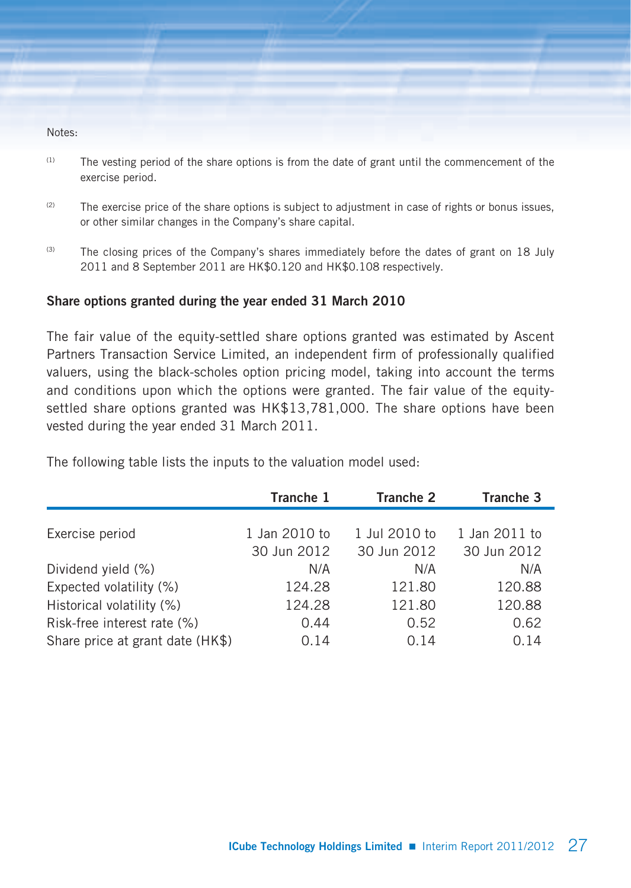Notes:

(1) The vesting period of the share options is from the date of grant until the commencement of the exercise period.

(2) The exercise price of the share options is subject to adjustment in case of rights or bonus issues, or other similar changes in the Company's share capital.

(3) The closing prices of the Company's shares immediately before the dates of grant on 18 July 2011 and 8 September 2011 are HK$0.120 and HK$0.108 respectively.

**Share options granted during the year ended 31 March 2010**

The fair value of the equity-settled share options granted was estimated by Ascent Partners Transaction Service Limited, an independent firm of professionally qualified valuers, using the black-scholes option pricing model, taking into account the terms and conditions upon which the options were granted. The fair value of the equity-settled share options granted was HK$13,781,000. The share options have been vested during the year ended 31 March 2011.

The following table lists the inputs to the valuation model used:

| | Tranche 1 | Tranche 2 | Tranche 3 |
|---|---|---|---|
| Exercise period | 1 Jan 2010 to 30 Jun 2012 | 1 Jul 2010 to 30 Jun 2012 | 1 Jan 2011 to 30 Jun 2012 |
| Dividend yield (%) | N/A | N/A | N/A |
| Expected volatility (%) | 124.28 | 121.80 | 120.88 |
| Historical volatility (%) | 124.28 | 121.80 | 120.88 |
| Risk-free interest rate (%) | 0.44 | 0.52 | 0.62 |
| Share price at grant date (HK$) | 0.14 | 0.14 | 0.14 |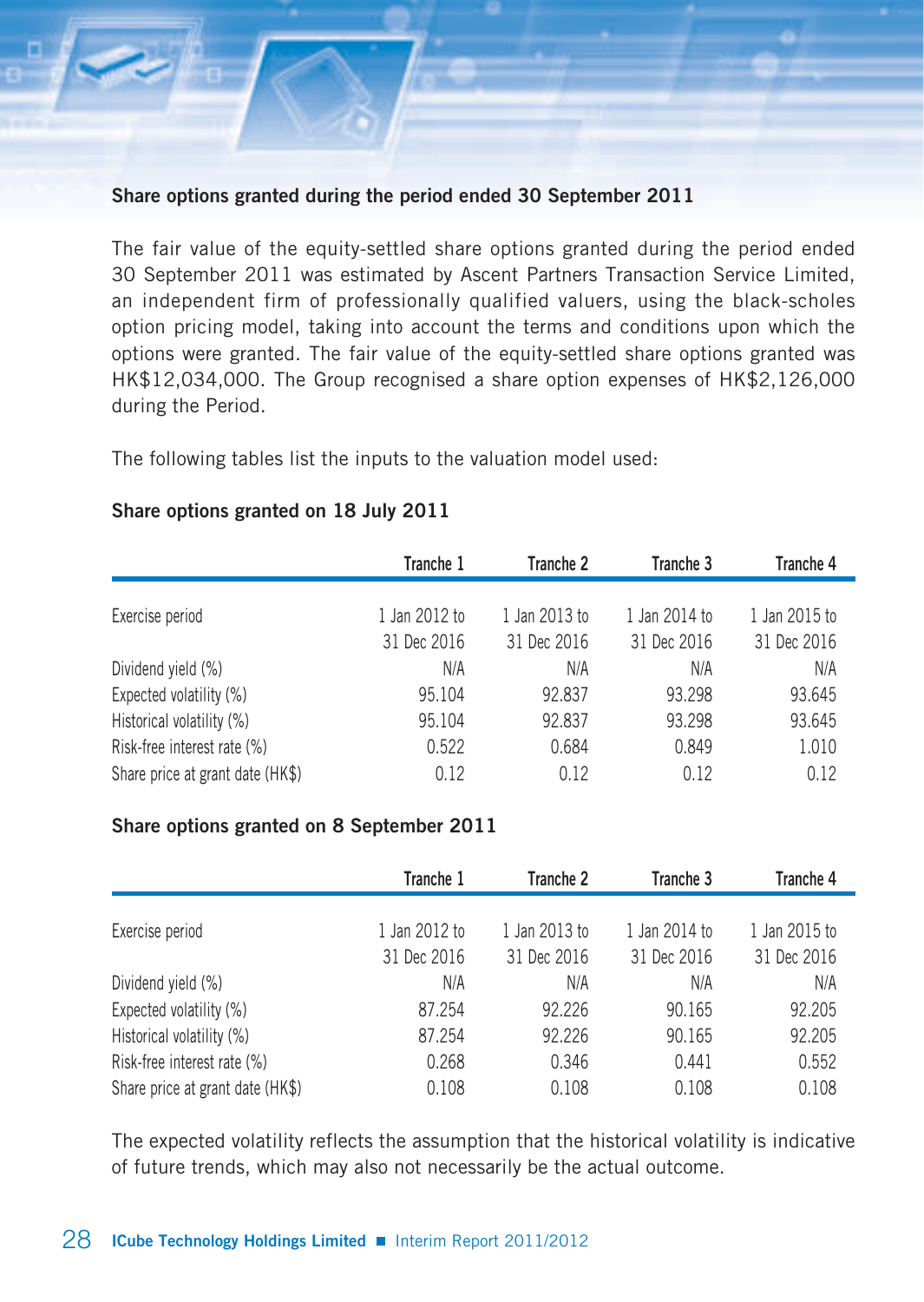### Share options granted during the period ended 30 September 2011

The fair value of the equity-settled share options granted during the period ended 30 September 2011 was estimated by Ascent Partners Transaction Service Limited, an independent firm of professionally qualified valuers, using the black-scholes option pricing model, taking into account the terms and conditions upon which the options were granted. The fair value of the equity-settled share options granted was HK$12,034,000. The Group recognised a share option expenses of HK$2,126,000 during the Period.

The following tables list the inputs to the valuation model used:

### Share options granted on 18 July 2011

| | Tranche 1 | Tranche 2 | Tranche 3 | Tranche 4 |
|---|---|---|---|---|
| Exercise period | 1 Jan 2012 to 31 Dec 2016 | 1 Jan 2013 to 31 Dec 2016 | 1 Jan 2014 to 31 Dec 2016 | 1 Jan 2015 to 31 Dec 2016 |
| Dividend yield (%) | N/A | N/A | N/A | N/A |
| Expected volatility (%) | 95.104 | 92.837 | 93.298 | 93.645 |
| Historical volatility (%) | 95.104 | 92.837 | 93.298 | 93.645 |
| Risk-free interest rate (%) | 0.522 | 0.684 | 0.849 | 1.010 |
| Share price at grant date (HK$) | 0.12 | 0.12 | 0.12 | 0.12 |

### Share options granted on 8 September 2011

| | Tranche 1 | Tranche 2 | Tranche 3 | Tranche 4 |
|---|---|---|---|---|
| Exercise period | 1 Jan 2012 to 31 Dec 2016 | 1 Jan 2013 to 31 Dec 2016 | 1 Jan 2014 to 31 Dec 2016 | 1 Jan 2015 to 31 Dec 2016 |
| Dividend yield (%) | N/A | N/A | N/A | N/A |
| Expected volatility (%) | 87.254 | 92.226 | 90.165 | 92.205 |
| Historical volatility (%) | 87.254 | 92.226 | 90.165 | 92.205 |
| Risk-free interest rate (%) | 0.268 | 0.346 | 0.441 | 0.552 |
| Share price at grant date (HK$) | 0.108 | 0.108 | 0.108 | 0.108 |

The expected volatility reflects the assumption that the historical volatility is indicative of future trends, which may also not necessarily be the actual outcome.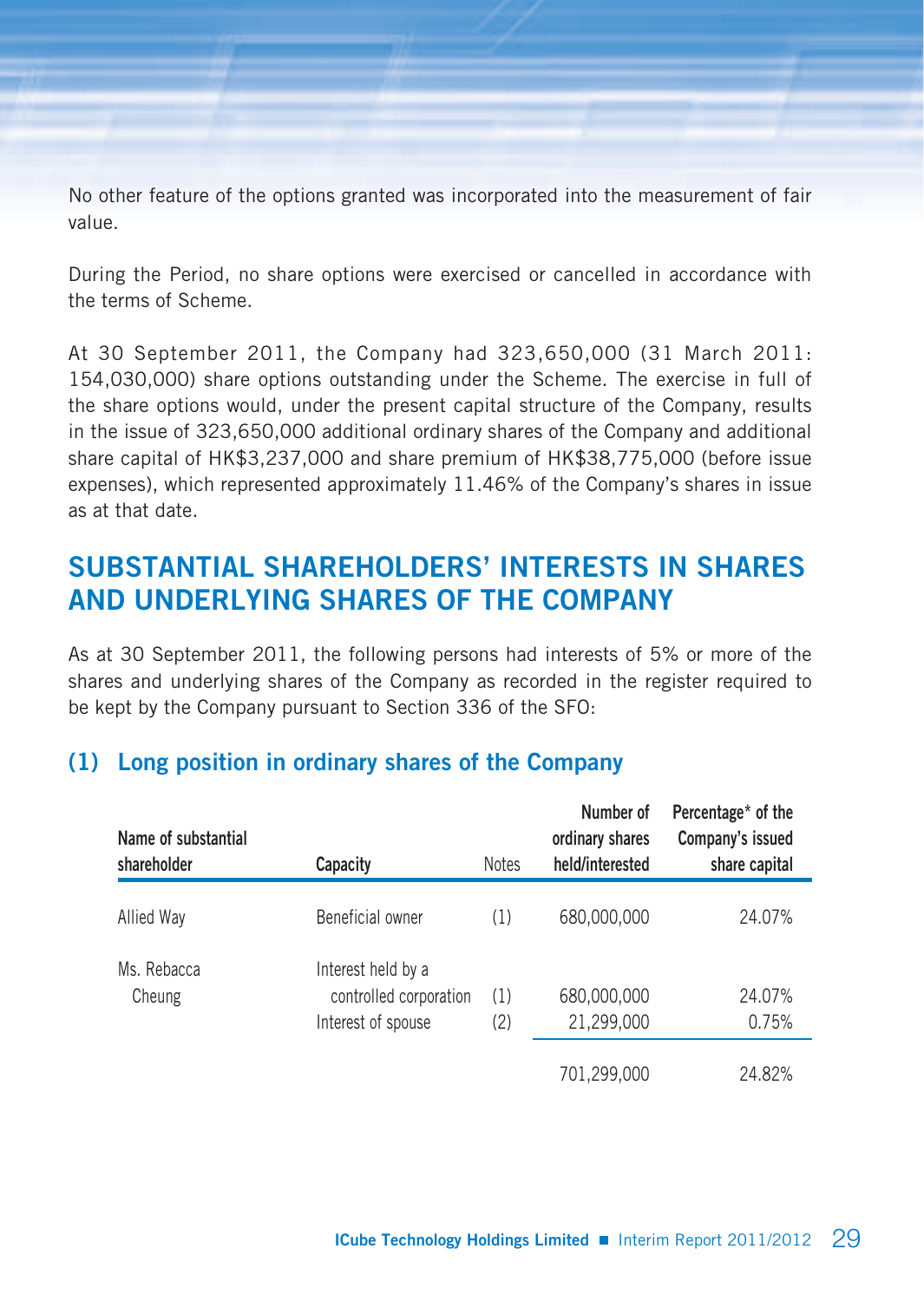No other feature of the options granted was incorporated into the measurement of fair value.

During the Period, no share options were exercised or cancelled in accordance with the terms of Scheme.

At 30 September 2011, the Company had 323,650,000 (31 March 2011: 154,030,000) share options outstanding under the Scheme. The exercise in full of the share options would, under the present capital structure of the Company, results in the issue of 323,650,000 additional ordinary shares of the Company and additional share capital of HK$3,237,000 and share premium of HK$38,775,000 (before issue expenses), which represented approximately 11.46% of the Company's shares in issue as at that date.

## SUBSTANTIAL SHAREHOLDERS' INTERESTS IN SHARES AND UNDERLYING SHARES OF THE COMPANY

As at 30 September 2011, the following persons had interests of 5% or more of the shares and underlying shares of the Company as recorded in the register required to be kept by the Company pursuant to Section 336 of the SFO:

### (1) Long position in ordinary shares of the Company

| Name of substantial shareholder | Capacity | Notes | Number of ordinary shares held/interested | Percentage* of the Company's issued share capital |
|---|---|---|---|---|
| Allied Way | Beneficial owner | (1) | 680,000,000 | 24.07% |
| Ms. Rebacca Cheung | Interest held by a controlled corporation | (1) | 680,000,000 | 24.07% |
| | Interest of spouse | (2) | 21,299,000 | 0.75% |
| | | | 701,299,000 | 24.82% |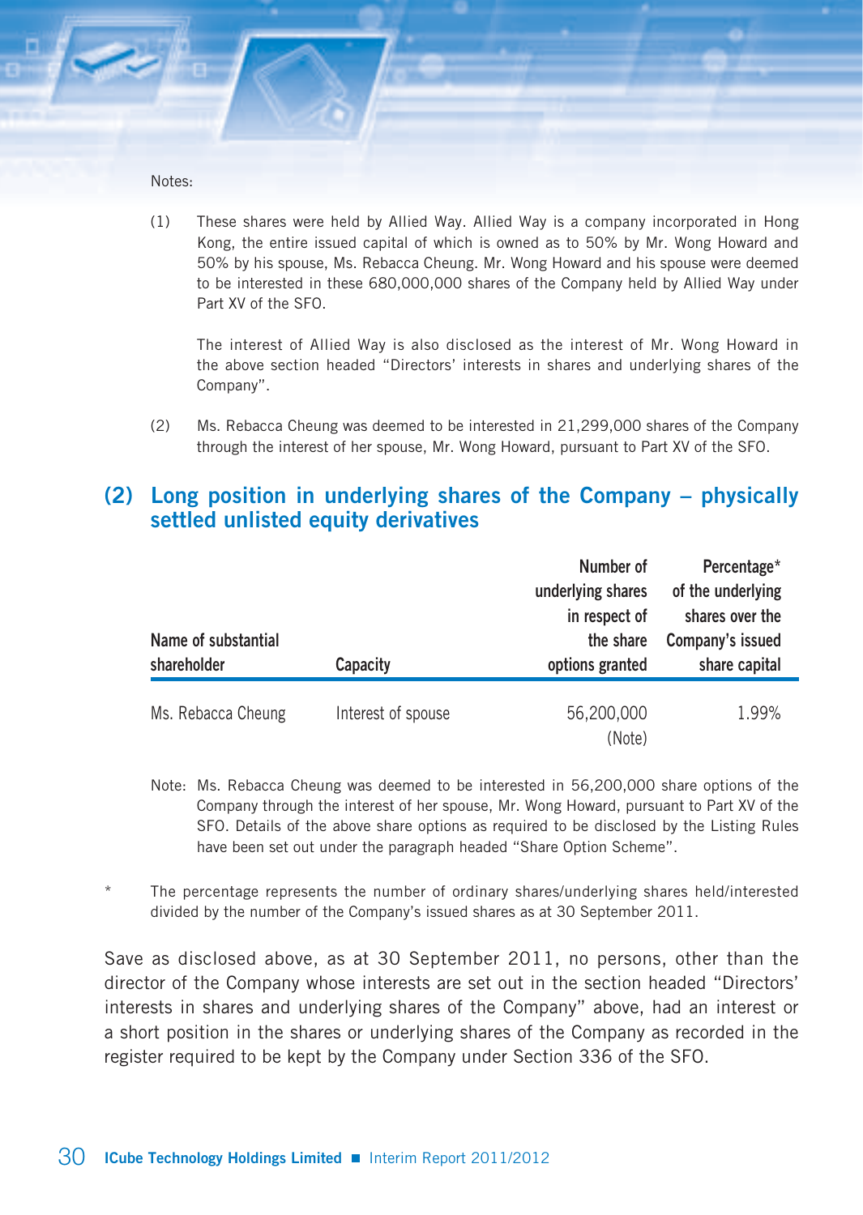Notes:

(1) These shares were held by Allied Way. Allied Way is a company incorporated in Hong Kong, the entire issued capital of which is owned as to 50% by Mr. Wong Howard and 50% by his spouse, Ms. Rebacca Cheung. Mr. Wong Howard and his spouse were deemed to be interested in these 680,000,000 shares of the Company held by Allied Way under Part XV of the SFO.

The interest of Allied Way is also disclosed as the interest of Mr. Wong Howard in the above section headed "Directors' interests in shares and underlying shares of the Company".

(2) Ms. Rebacca Cheung was deemed to be interested in 21,299,000 shares of the Company through the interest of her spouse, Mr. Wong Howard, pursuant to Part XV of the SFO.

## (2) Long position in underlying shares of the Company – physically settled unlisted equity derivatives

| Name of substantial shareholder | Capacity | Number of underlying shares in respect of the share options granted | Percentage* of the underlying shares over the Company's issued share capital |
|---|---|---|---|
| Ms. Rebacca Cheung | Interest of spouse | 56,200,000 (Note) | 1.99% |

Note: Ms. Rebacca Cheung was deemed to be interested in 56,200,000 share options of the Company through the interest of her spouse, Mr. Wong Howard, pursuant to Part XV of the SFO. Details of the above share options as required to be disclosed by the Listing Rules have been set out under the paragraph headed "Share Option Scheme".

\* The percentage represents the number of ordinary shares/underlying shares held/interested divided by the number of the Company's issued shares as at 30 September 2011.

Save as disclosed above, as at 30 September 2011, no persons, other than the director of the Company whose interests are set out in the section headed "Directors' interests in shares and underlying shares of the Company" above, had an interest or a short position in the shares or underlying shares of the Company as recorded in the register required to be kept by the Company under Section 336 of the SFO.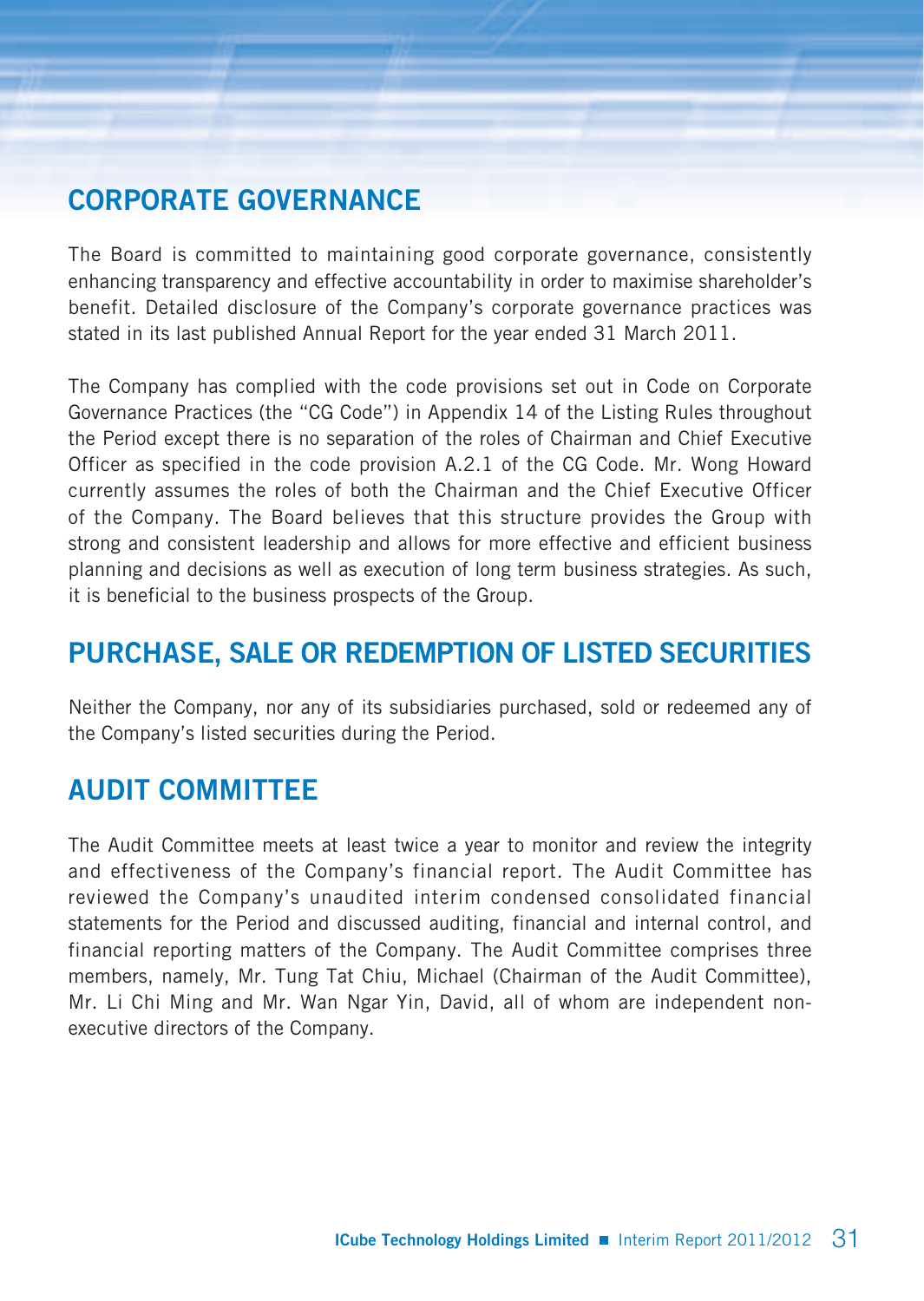## CORPORATE GOVERNANCE

The Board is committed to maintaining good corporate governance, consistently enhancing transparency and effective accountability in order to maximise shareholder's benefit. Detailed disclosure of the Company's corporate governance practices was stated in its last published Annual Report for the year ended 31 March 2011.

The Company has complied with the code provisions set out in Code on Corporate Governance Practices (the "CG Code") in Appendix 14 of the Listing Rules throughout the Period except there is no separation of the roles of Chairman and Chief Executive Officer as specified in the code provision A.2.1 of the CG Code. Mr. Wong Howard currently assumes the roles of both the Chairman and the Chief Executive Officer of the Company. The Board believes that this structure provides the Group with strong and consistent leadership and allows for more effective and efficient business planning and decisions as well as execution of long term business strategies. As such, it is beneficial to the business prospects of the Group.

## PURCHASE, SALE OR REDEMPTION OF LISTED SECURITIES

Neither the Company, nor any of its subsidiaries purchased, sold or redeemed any of the Company's listed securities during the Period.

## AUDIT COMMITTEE

The Audit Committee meets at least twice a year to monitor and review the integrity and effectiveness of the Company's financial report. The Audit Committee has reviewed the Company's unaudited interim condensed consolidated financial statements for the Period and discussed auditing, financial and internal control, and financial reporting matters of the Company. The Audit Committee comprises three members, namely, Mr. Tung Tat Chiu, Michael (Chairman of the Audit Committee), Mr. Li Chi Ming and Mr. Wan Ngar Yin, David, all of whom are independent non-executive directors of the Company.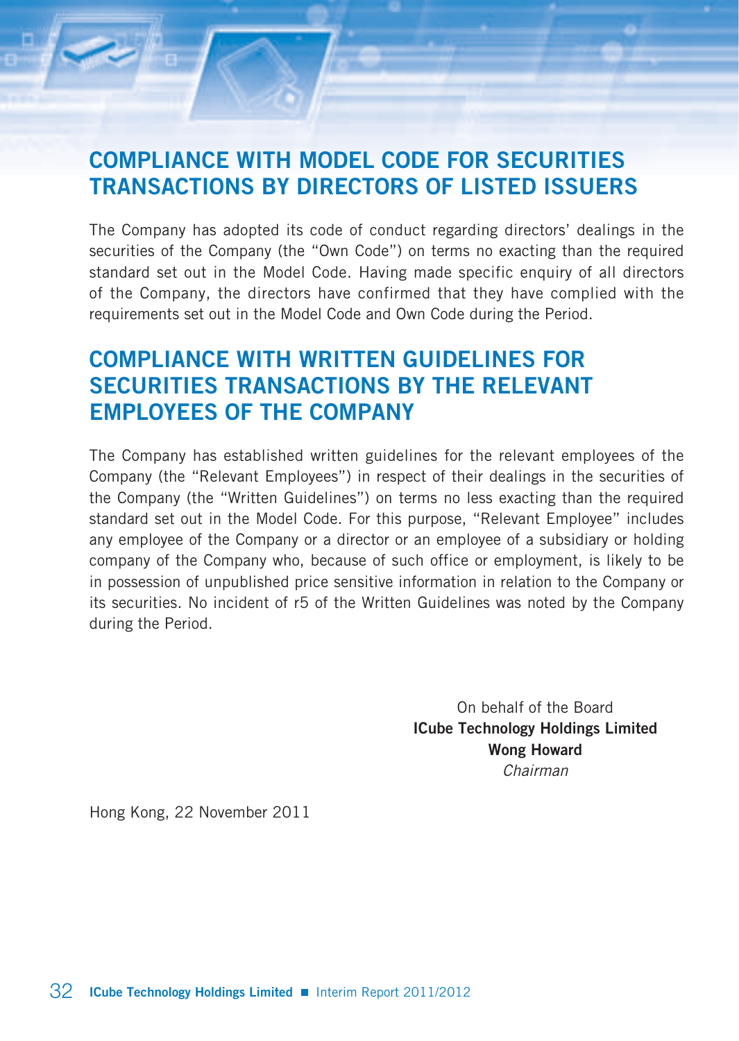## COMPLIANCE WITH MODEL CODE FOR SECURITIES TRANSACTIONS BY DIRECTORS OF LISTED ISSUERS

The Company has adopted its code of conduct regarding directors' dealings in the securities of the Company (the "Own Code") on terms no exacting than the required standard set out in the Model Code. Having made specific enquiry of all directors of the Company, the directors have confirmed that they have complied with the requirements set out in the Model Code and Own Code during the Period.

## COMPLIANCE WITH WRITTEN GUIDELINES FOR SECURITIES TRANSACTIONS BY THE RELEVANT EMPLOYEES OF THE COMPANY

The Company has established written guidelines for the relevant employees of the Company (the "Relevant Employees") in respect of their dealings in the securities of the Company (the "Written Guidelines") on terms no less exacting than the required standard set out in the Model Code. For this purpose, "Relevant Employee" includes any employee of the Company or a director or an employee of a subsidiary or holding company of the Company who, because of such office or employment, is likely to be in possession of unpublished price sensitive information in relation to the Company or its securities. No incident of r5 of the Written Guidelines was noted by the Company during the Period.

On behalf of the Board
**ICube Technology Holdings Limited**
**Wong Howard**
*Chairman*

Hong Kong, 22 November 2011